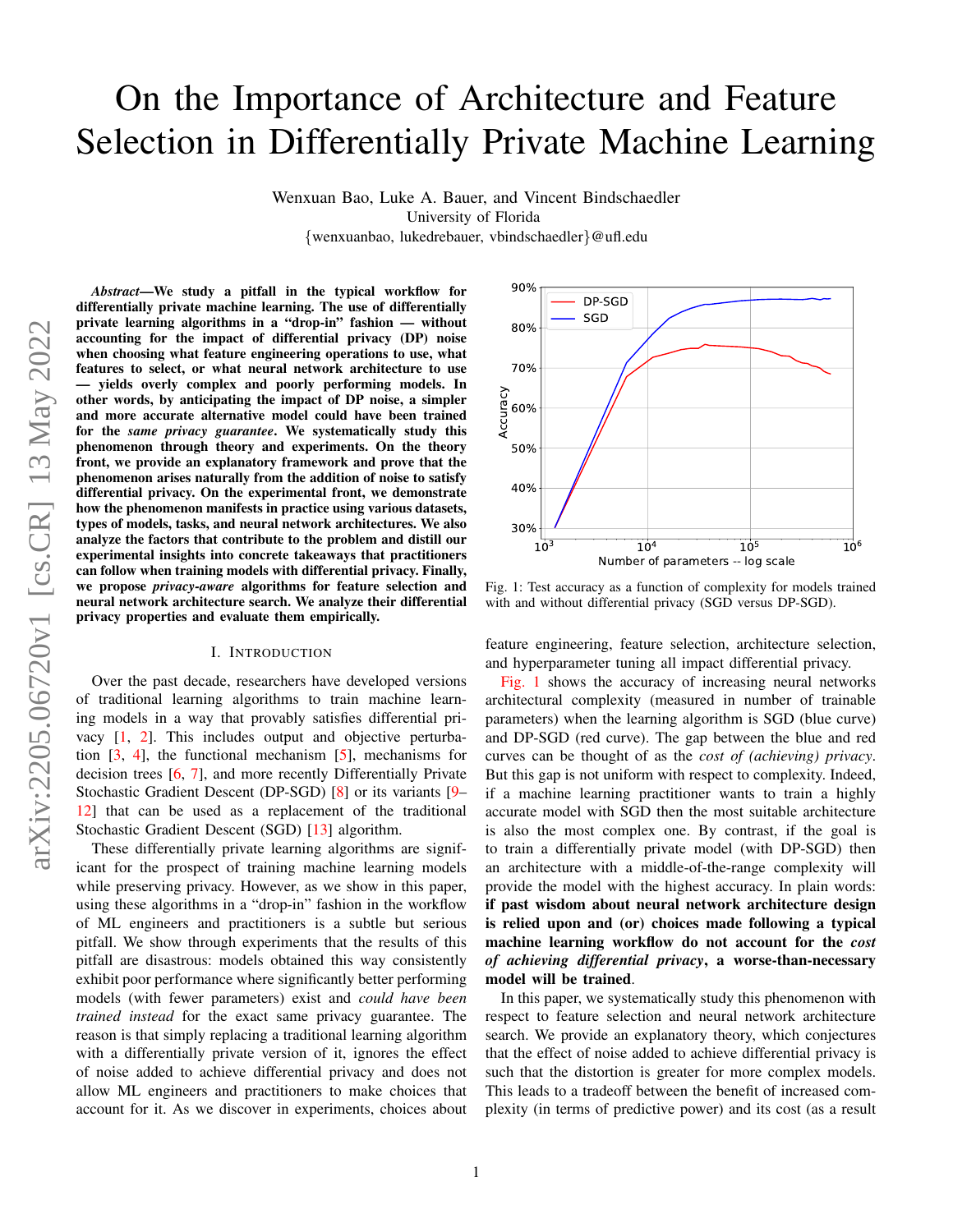# On the Importance of Architecture and Feature Selection in Differentially Private Machine Learning

Wenxuan Bao, Luke A. Bauer, and Vincent Bindschaedler
University of Florida
{wenxuanbao, lukedrebauer, vbindschaedler}@ufl.edu

***Abstract*—We study a pitfall in the typical workflow for differentially private machine learning. The use of differentially private learning algorithms in a "drop-in" fashion — without accounting for the impact of differential privacy (DP) noise when choosing what feature engineering operations to use, what features to select, or what neural network architecture to use — yields overly complex and poorly performing models. In other words, by anticipating the impact of DP noise, a simpler and more accurate alternative model could have been trained for the *same privacy guarantee*. We systematically study this phenomenon through theory and experiments. On the theory front, we provide an explanatory framework and prove that the phenomenon arises naturally from the addition of noise to satisfy differential privacy. On the experimental front, we demonstrate how the phenomenon manifests in practice using various datasets, types of models, tasks, and neural network architectures. We also analyze the factors that contribute to the problem and distill our experimental insights into concrete takeaways that practitioners can follow when training models with differential privacy. Finally, we propose *privacy-aware* algorithms for feature selection and neural network architecture search. We analyze their differential privacy properties and evaluate them empirically.**

## I. Introduction

Over the past decade, researchers have developed versions of traditional learning algorithms to train machine learning models in a way that provably satisfies differential privacy [1, 2]. This includes output and objective perturbation [3, 4], the functional mechanism [5], mechanisms for decision trees [6, 7], and more recently Differentially Private Stochastic Gradient Descent (DP-SGD) [8] or its variants [9–12] that can be used as a replacement of the traditional Stochastic Gradient Descent (SGD) [13] algorithm.

These differentially private learning algorithms are significant for the prospect of training machine learning models while preserving privacy. However, as we show in this paper, using these algorithms in a "drop-in" fashion in the workflow of ML engineers and practitioners is a subtle but serious pitfall. We show through experiments that the results of this pitfall are disastrous: models obtained this way consistently exhibit poor performance where significantly better performing models (with fewer parameters) exist and *could have been trained instead* for the exact same privacy guarantee. The reason is that simply replacing a traditional learning algorithm with a differentially private version of it, ignores the effect of noise added to achieve differential privacy and does not allow ML engineers and practitioners to make choices that account for it. As we discover in experiments, choices about feature engineering, feature selection, architecture selection, and hyperparameter tuning all impact differential privacy.

90%
80%
70%
60%
50%
40%
30%
Accuracy
DP-SGD
SGD
$10^3$
$10^4$
$10^5$
$10^6$
Number of parameters -- log scale

Fig. 1: Test accuracy as a function of complexity for models trained with and without differential privacy (SGD versus DP-SGD).

Fig. 1 shows the accuracy of increasing neural networks architectural complexity (measured in number of trainable parameters) when the learning algorithm is SGD (blue curve) and DP-SGD (red curve). The gap between the blue and red curves can be thought of as the *cost of (achieving) privacy*. But this gap is not uniform with respect to complexity. Indeed, if a machine learning practitioner wants to train a highly accurate model with SGD then the most suitable architecture is also the most complex one. By contrast, if the goal is to train a differentially private model (with DP-SGD) then an architecture with a middle-of-the-range complexity will provide the model with the highest accuracy. In plain words: **if past wisdom about neural network architecture design is relied upon and (or) choices made following a typical machine learning workflow do not account for the *cost of achieving differential privacy*, a worse-than-necessary model will be trained**.

In this paper, we systematically study this phenomenon with respect to feature selection and neural network architecture search. We provide an explanatory theory, which conjectures that the effect of noise added to achieve differential privacy is such that the distortion is greater for more complex models. This leads to a tradeoff between the benefit of increased complexity (in terms of predictive power) and its cost (as a result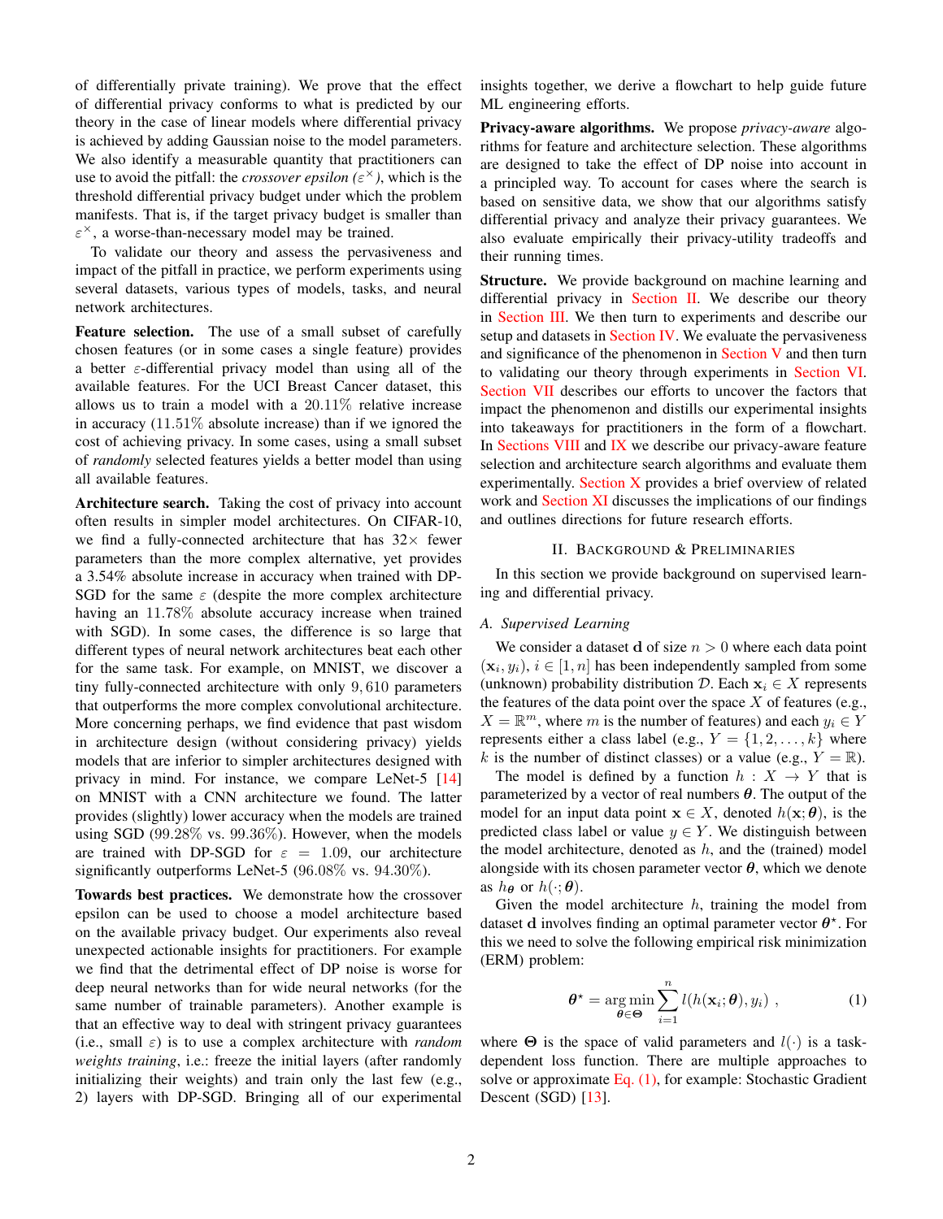of differentially private training). We prove that the effect of differential privacy conforms to what is predicted by our theory in the case of linear models where differential privacy is achieved by adding Gaussian noise to the model parameters. We also identify a measurable quantity that practitioners can use to avoid the pitfall: the *crossover epsilon* ($\varepsilon^{\times}$), which is the threshold differential privacy budget under which the problem manifests. That is, if the target privacy budget is smaller than $\varepsilon^{\times}$, a worse-than-necessary model may be trained.

To validate our theory and assess the pervasiveness and impact of the pitfall in practice, we perform experiments using several datasets, various types of models, tasks, and neural network architectures.

**Feature selection.** The use of a small subset of carefully chosen features (or in some cases a single feature) provides a better $\varepsilon$-differential privacy model than using all of the available features. For the UCI Breast Cancer dataset, this allows us to train a model with a 20.11% relative increase in accuracy (11.51% absolute increase) than if we ignored the cost of achieving privacy. In some cases, using a small subset of *randomly* selected features yields a better model than using all available features.

**Architecture search.** Taking the cost of privacy into account often results in simpler model architectures. On CIFAR-10, we find a fully-connected architecture that has 32× fewer parameters than the more complex alternative, yet provides a 3.54% absolute increase in accuracy when trained with DP-SGD for the same $\varepsilon$ (despite the more complex architecture having an 11.78% absolute accuracy increase when trained with SGD). In some cases, the difference is so large that different types of neural network architectures beat each other for the same task. For example, on MNIST, we discover a tiny fully-connected architecture with only 9,610 parameters that outperforms the more complex convolutional architecture. More concerning perhaps, we find evidence that past wisdom in architecture design (without considering privacy) yields models that are inferior to simpler architectures designed with privacy in mind. For instance, we compare LeNet-5 [14] on MNIST with a CNN architecture we found. The latter provides (slightly) lower accuracy when the models are trained using SGD (99.28% vs. 99.36%). However, when the models are trained with DP-SGD for $\varepsilon = 1.09$, our architecture significantly outperforms LeNet-5 (96.08% vs. 94.30%).

**Towards best practices.** We demonstrate how the crossover epsilon can be used to choose a model architecture based on the available privacy budget. Our experiments also reveal unexpected actionable insights for practitioners. For example we find that the detrimental effect of DP noise is worse for deep neural networks than for wide neural networks (for the same number of trainable parameters). Another example is that an effective way to deal with stringent privacy guarantees (i.e., small $\varepsilon$) is to use a complex architecture with *random weights training*, i.e.: freeze the initial layers (after randomly initializing their weights) and train only the last few (e.g., 2) layers with DP-SGD. Bringing all of our experimental insights together, we derive a flowchart to help guide future ML engineering efforts.

**Privacy-aware algorithms.** We propose *privacy-aware* algorithms for feature and architecture selection. These algorithms are designed to take the effect of DP noise into account in a principled way. To account for cases where the search is based on sensitive data, we show that our algorithms satisfy differential privacy and analyze their privacy guarantees. We also evaluate empirically their privacy-utility tradeoffs and their running times.

**Structure.** We provide background on machine learning and differential privacy in Section II. We describe our theory in Section III. We then turn to experiments and describe our setup and datasets in Section IV. We evaluate the pervasiveness and significance of the phenomenon in Section V and then turn to validating our theory through experiments in Section VI. Section VII describes our efforts to uncover the factors that impact the phenomenon and distills our experimental insights into takeaways for practitioners in the form of a flowchart. In Sections VIII and IX we describe our privacy-aware feature selection and architecture search algorithms and evaluate them experimentally. Section X provides a brief overview of related work and Section XI discusses the implications of our findings and outlines directions for future research efforts.

## II. Background & Preliminaries

In this section we provide background on supervised learning and differential privacy.

### A. Supervised Learning

We consider a dataset $\mathbf{d}$ of size $n > 0$ where each data point $(\mathbf{x}_i, y_i)$, $i \in [1, n]$ has been independently sampled from some (unknown) probability distribution $\mathcal{D}$. Each $\mathbf{x}_i \in X$ represents the features of the data point over the space $X$ of features (e.g., $X = \mathbb{R}^m$, where $m$ is the number of features) and each $y_i \in Y$ represents either a class label (e.g., $Y = \{1, 2, \ldots, k\}$ where $k$ is the number of distinct classes) or a value (e.g., $Y = \mathbb{R}$).

The model is defined by a function $h : X \to Y$ that is parameterized by a vector of real numbers $\boldsymbol{\theta}$. The output of the model for an input data point $\mathbf{x} \in X$, denoted $h(\mathbf{x}; \boldsymbol{\theta})$, is the predicted class label or value $y \in Y$. We distinguish between the model architecture, denoted as $h$, and the (trained) model alongside with its chosen parameter vector $\boldsymbol{\theta}$, which we denote as $h_{\boldsymbol{\theta}}$ or $h(\cdot; \boldsymbol{\theta})$.

Given the model architecture $h$, training the model from dataset $\mathbf{d}$ involves finding an optimal parameter vector $\boldsymbol{\theta}^{\star}$. For this we need to solve the following empirical risk minimization (ERM) problem:

$$\boldsymbol{\theta}^{\star} = \underset{\boldsymbol{\theta} \in \boldsymbol{\Theta}}{\arg\min} \sum_{i=1}^{n} l(h(\mathbf{x}_i; \boldsymbol{\theta}), y_i) \ , \tag{1}$$

where $\boldsymbol{\Theta}$ is the space of valid parameters and $l(\cdot)$ is a task-dependent loss function. There are multiple approaches to solve or approximate Eq. (1), for example: Stochastic Gradient Descent (SGD) [13].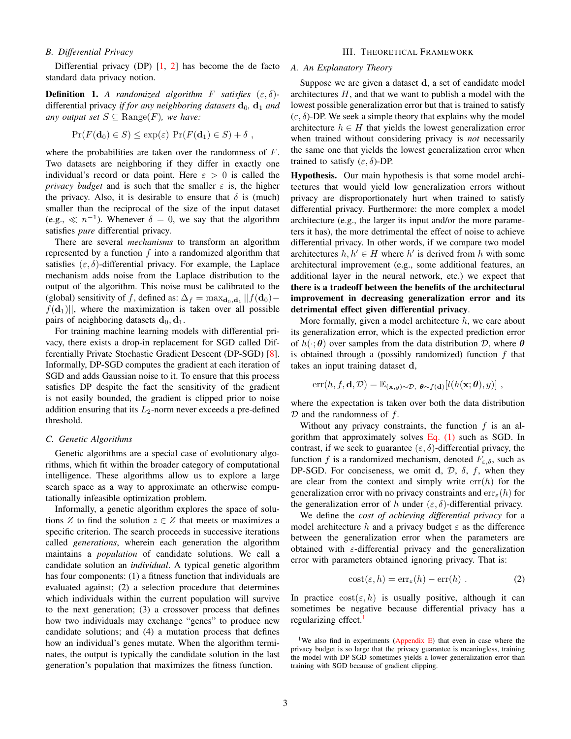### B. Differential Privacy

Differential privacy (DP) [1, 2] has become the de facto standard data privacy notion.

**Definition 1.** *A randomized algorithm $F$ satisfies $(\varepsilon, \delta)$-*differential privacy *if for any neighboring datasets $\mathbf{d}_0$, $\mathbf{d}_1$ and any output set $S \subseteq \text{Range}(F)$, we have:*

$$\Pr(F(\mathbf{d}_0) \in S) \leq \exp(\varepsilon) \Pr(F(\mathbf{d}_1) \in S) + \delta \ ,$$

where the probabilities are taken over the randomness of $F$. Two datasets are neighboring if they differ in exactly one individual's record or data point. Here $\varepsilon > 0$ is called the *privacy budget* and is such that the smaller $\varepsilon$ is, the higher the privacy. Also, it is desirable to ensure that $\delta$ is (much) smaller than the reciprocal of the size of the input dataset (e.g., $\ll n^{-1}$). Whenever $\delta = 0$, we say that the algorithm satisfies *pure* differential privacy.

There are several *mechanisms* to transform an algorithm represented by a function $f$ into a randomized algorithm that satisfies $(\varepsilon, \delta)$-differential privacy. For example, the Laplace mechanism adds noise from the Laplace distribution to the output of the algorithm. This noise must be calibrated to the (global) sensitivity of $f$, defined as: $\Delta_f = \max_{\mathbf{d}_0, \mathbf{d}_1} ||f(\mathbf{d}_0) - f(\mathbf{d}_1)||$, where the maximization is taken over all possible pairs of neighboring datasets $\mathbf{d}_0, \mathbf{d}_1$.

For training machine learning models with differential privacy, there exists a drop-in replacement for SGD called Differentially Private Stochastic Gradient Descent (DP-SGD) [8]. Informally, DP-SGD computes the gradient at each iteration of SGD and adds Gaussian noise to it. To ensure that this process satisfies DP despite the fact the sensitivity of the gradient is not easily bounded, the gradient is clipped prior to noise addition ensuring that its $L_2$-norm never exceeds a pre-defined threshold.

### C. Genetic Algorithms

Genetic algorithms are a special case of evolutionary algorithms, which fit within the broader category of computational intelligence. These algorithms allow us to explore a large search space as a way to approximate an otherwise computationally infeasible optimization problem.

Informally, a genetic algorithm explores the space of solutions $Z$ to find the solution $z \in Z$ that meets or maximizes a specific criterion. The search proceeds in successive iterations called *generations*, wherein each generation the algorithm maintains a *population* of candidate solutions. We call a candidate solution an *individual*. A typical genetic algorithm has four components: (1) a fitness function that individuals are evaluated against; (2) a selection procedure that determines which individuals within the current population will survive to the next generation; (3) a crossover process that defines how two individuals may exchange "genes" to produce new candidate solutions; and (4) a mutation process that defines how an individual's genes mutate. When the algorithm terminates, the output is typically the candidate solution in the last generation's population that maximizes the fitness function.

## III. Theoretical Framework

### A. An Explanatory Theory

Suppose we are given a dataset $\mathbf{d}$, a set of candidate model architectures $H$, and that we want to publish a model with the lowest possible generalization error but that is trained to satisfy $(\varepsilon, \delta)$-DP. We seek a simple theory that explains why the model architecture $h \in H$ that yields the lowest generalization error when trained without considering privacy is *not* necessarily the same one that yields the lowest generalization error when trained to satisfy $(\varepsilon, \delta)$-DP.

**Hypothesis.** Our main hypothesis is that some model architectures that would yield low generalization errors without privacy are disproportionately hurt when trained to satisfy differential privacy. Furthermore: the more complex a model architecture (e.g., the larger its input and/or the more parameters it has), the more detrimental the effect of noise to achieve differential privacy. In other words, if we compare two model architectures $h, h' \in H$ where $h'$ is derived from $h$ with some architectural improvement (e.g., some additional features, an additional layer in the neural network, etc.) we expect that **there is a tradeoff between the benefits of the architectural improvement in decreasing generalization error and its detrimental effect given differential privacy**.

More formally, given a model architecture $h$, we care about its generalization error, which is the expected prediction error of $h(\cdot; \boldsymbol{\theta})$ over samples from the data distribution $\mathcal{D}$, where $\boldsymbol{\theta}$ is obtained through a (possibly randomized) function $f$ that takes an input training dataset $\mathbf{d}$,

$$\text{err}(h, f, \mathbf{d}, \mathcal{D}) = \mathbb{E}_{(\mathbf{x}, y) \sim \mathcal{D}, \ \boldsymbol{\theta} \sim f(\mathbf{d})}[l(h(\mathbf{x}; \boldsymbol{\theta}), y)] \ ,$$

where the expectation is taken over both the data distribution $\mathcal{D}$ and the randomness of $f$.

Without any privacy constraints, the function $f$ is an algorithm that approximately solves Eq. (1) such as SGD. In contrast, if we seek to guarantee $(\varepsilon, \delta)$-differential privacy, the function $f$ is a randomized mechanism, denoted $F_{\varepsilon, \delta}$, such as DP-SGD. For conciseness, we omit $\mathbf{d}$, $\mathcal{D}$, $\delta$, $f$, when they are clear from the context and simply write $\text{err}(h)$ for the generalization error with no privacy constraints and $\text{err}_\varepsilon(h)$ for the generalization error of $h$ under $(\varepsilon, \delta)$-differential privacy.

We define the *cost of achieving differential privacy* for a model architecture $h$ and a privacy budget $\varepsilon$ as the difference between the generalization error when the parameters are obtained with $\varepsilon$-differential privacy and the generalization error with parameters obtained ignoring privacy. That is:

$$\text{cost}(\varepsilon, h) = \text{err}_\varepsilon(h) - \text{err}(h) \ . \tag{2}$$

In practice $\text{cost}(\varepsilon, h)$ is usually positive, although it can sometimes be negative because differential privacy has a regularizing effect.[1]

[1] We also find in experiments (Appendix E) that even in case where the privacy budget is so large that the privacy guarantee is meaningless, training the model with DP-SGD sometimes yields a lower generalization error than training with SGD because of gradient clipping.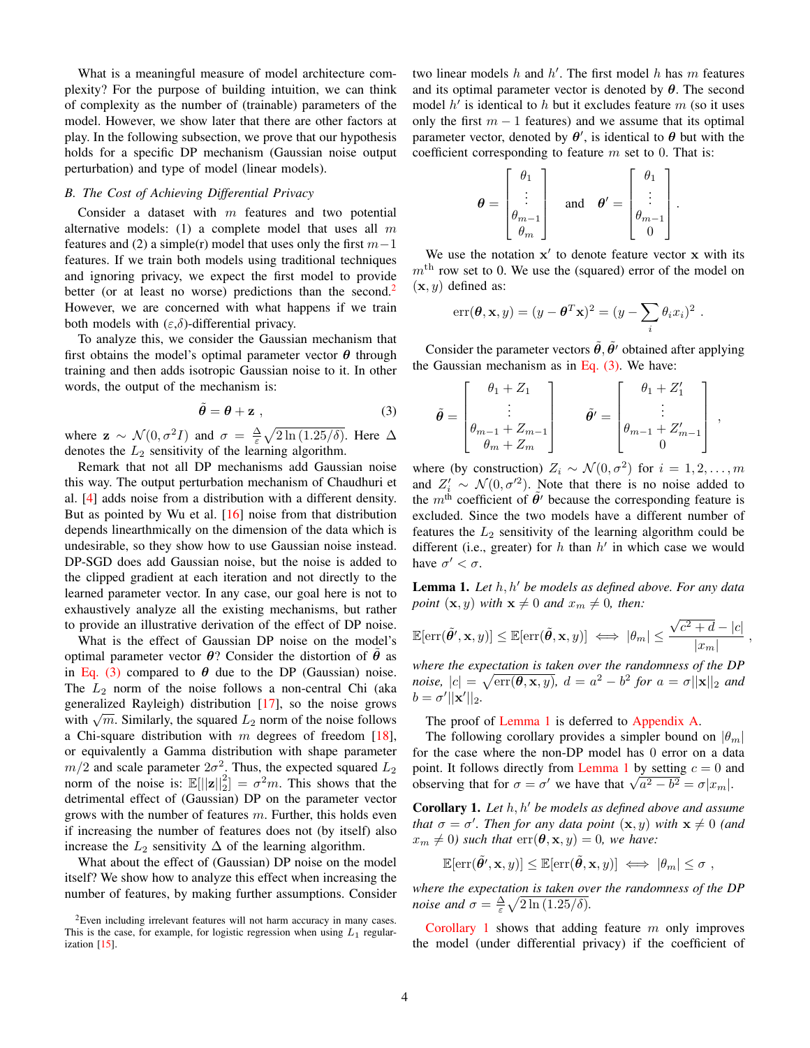What is a meaningful measure of model architecture complexity? For the purpose of building intuition, we can think of complexity as the number of (trainable) parameters of the model. However, we show later that there are other factors at play. In the following subsection, we prove that our hypothesis holds for a specific DP mechanism (Gaussian noise output perturbation) and type of model (linear models).

### B. The Cost of Achieving Differential Privacy

Consider a dataset with $m$ features and two potential alternative models: (1) a complete model that uses all $m$ features and (2) a simple(r) model that uses only the first $m-1$ features. If we train both models using traditional techniques and ignoring privacy, we expect the first model to provide better (or at least no worse) predictions than the second.[2] However, we are concerned with what happens if we train both models with $(\varepsilon,\delta)$-differential privacy.

To analyze this, we consider the Gaussian mechanism that first obtains the model's optimal parameter vector $\boldsymbol{\theta}$ through training and then adds isotropic Gaussian noise to it. In other words, the output of the mechanism is:

$$\tilde{\boldsymbol{\theta}} = \boldsymbol{\theta} + \mathbf{z} \ , \tag{3}$$

where $\mathbf{z} \sim \mathcal{N}(0, \sigma^2 I)$ and $\sigma = \frac{\Delta}{\varepsilon}\sqrt{2\ln(1.25/\delta)}$. Here $\Delta$ denotes the $L_2$ sensitivity of the learning algorithm.

Remark that not all DP mechanisms add Gaussian noise this way. The output perturbation mechanism of Chaudhuri et al. [4] adds noise from a distribution with a different density. But as pointed by Wu et al. [16] noise from that distribution depends linearthmically on the dimension of the data which is undesirable, so they show how to use Gaussian noise instead. DP-SGD does add Gaussian noise, but the noise is added to the clipped gradient at each iteration and not directly to the learned parameter vector. In any case, our goal here is not to exhaustively analyze all the existing mechanisms, but rather to provide an illustrative derivation of the effect of DP noise.

What is the effect of Gaussian DP noise on the model's optimal parameter vector $\boldsymbol{\theta}$? Consider the distortion of $\tilde{\boldsymbol{\theta}}$ as in Eq. (3) compared to $\boldsymbol{\theta}$ due to the DP (Gaussian) noise. The $L_2$ norm of the noise follows a non-central Chi (aka generalized Rayleigh) distribution [17], so the noise grows with $\sqrt{m}$. Similarly, the squared $L_2$ norm of the noise follows a Chi-square distribution with $m$ degrees of freedom [18], or equivalently a Gamma distribution with shape parameter $m/2$ and scale parameter $2\sigma^2$. Thus, the expected squared $L_2$ norm of the noise is: $\mathbb{E}[||\mathbf{z}||_2^2] = \sigma^2 m$. This shows that the detrimental effect of (Gaussian) DP on the parameter vector grows with the number of features $m$. Further, this holds even if increasing the number of features does not (by itself) also increase the $L_2$ sensitivity $\Delta$ of the learning algorithm.

What about the effect of (Gaussian) DP noise on the model itself? We show how to analyze this effect when increasing the number of features, by making further assumptions. Consider two linear models $h$ and $h'$. The first model $h$ has $m$ features and its optimal parameter vector is denoted by $\boldsymbol{\theta}$. The second model $h'$ is identical to $h$ but it excludes feature $m$ (so it uses only the first $m-1$ features) and we assume that its optimal parameter vector, denoted by $\boldsymbol{\theta}'$, is identical to $\boldsymbol{\theta}$ but with the coefficient corresponding to feature $m$ set to 0. That is:

$$\boldsymbol{\theta} = \begin{bmatrix} \theta_1 \\ \vdots \\ \theta_{m-1} \\ \theta_m \end{bmatrix} \quad \text{and} \quad \boldsymbol{\theta}' = \begin{bmatrix} \theta_1 \\ \vdots \\ \theta_{m-1} \\ 0 \end{bmatrix} .$$

We use the notation $\mathbf{x}'$ to denote feature vector $\mathbf{x}$ with its $m^{\text{th}}$ row set to 0. We use the (squared) error of the model on $(\mathbf{x}, y)$ defined as:

$$\text{err}(\boldsymbol{\theta}, \mathbf{x}, y) = (y - \boldsymbol{\theta}^T\mathbf{x})^2 = (y - \sum_i \theta_i x_i)^2 \ .$$

Consider the parameter vectors $\tilde{\boldsymbol{\theta}}, \tilde{\boldsymbol{\theta}}'$ obtained after applying the Gaussian mechanism as in Eq. (3). We have:

$$\tilde{\boldsymbol{\theta}} = \begin{bmatrix} \theta_1 + Z_1 \\ \vdots \\ \theta_{m-1} + Z_{m-1} \\ \theta_m + Z_m \end{bmatrix} \qquad \tilde{\boldsymbol{\theta}}' = \begin{bmatrix} \theta_1 + Z'_1 \\ \vdots \\ \theta_{m-1} + Z'_{m-1} \\ 0 \end{bmatrix} ,$$

where (by construction) $Z_i \sim \mathcal{N}(0, \sigma^2)$ for $i = 1, 2, \ldots, m$ and $Z'_i \sim \mathcal{N}(0, \sigma'^2)$. Note that there is no noise added to the $m^{\text{th}}$ coefficient of $\tilde{\boldsymbol{\theta}}'$ because the corresponding feature is excluded. Since the two models have a different number of features the $L_2$ sensitivity of the learning algorithm could be different (i.e., greater) for $h$ than $h'$ in which case we would have $\sigma' < \sigma$.

**Lemma 1.** *Let $h, h'$ be models as defined above. For any data point $(\mathbf{x}, y)$ with $\mathbf{x} \neq 0$ and $x_m \neq 0$, then:*

$$\mathbb{E}[\text{err}(\tilde{\boldsymbol{\theta}}', \mathbf{x}, y)] \leq \mathbb{E}[\text{err}(\tilde{\boldsymbol{\theta}}, \mathbf{x}, y)] \iff |\theta_m| \leq \frac{\sqrt{c^2 + d} - |c|}{|x_m|} ,$$

*where the expectation is taken over the randomness of the DP noise, $|c| = \sqrt{\text{err}(\boldsymbol{\theta}, \mathbf{x}, y)}$, $d = a^2 - b^2$ for $a = \sigma||\mathbf{x}||_2$ and $b = \sigma'||\mathbf{x}'||_2$.*

The proof of Lemma 1 is deferred to Appendix A.

The following corollary provides a simpler bound on $|\theta_m|$ for the case where the non-DP model has 0 error on a data point. It follows directly from Lemma 1 by setting $c = 0$ and observing that for $\sigma = \sigma'$ we have that $\sqrt{a^2 - b^2} = \sigma|x_m|$.

**Corollary 1.** *Let $h, h'$ be models as defined above and assume that $\sigma = \sigma'$. Then for any data point $(\mathbf{x}, y)$ with $\mathbf{x} \neq 0$ (and $x_m \neq 0$) such that $\text{err}(\boldsymbol{\theta}, \mathbf{x}, y) = 0$, we have:*

$$\mathbb{E}[\text{err}(\tilde{\boldsymbol{\theta}}', \mathbf{x}, y)] \leq \mathbb{E}[\text{err}(\tilde{\boldsymbol{\theta}}, \mathbf{x}, y)] \iff |\theta_m| \leq \sigma ,$$

*where the expectation is taken over the randomness of the DP noise and $\sigma = \frac{\Delta}{\varepsilon}\sqrt{2\ln(1.25/\delta)}$.*

Corollary 1 shows that adding feature $m$ only improves the model (under differential privacy) if the coefficient of

[2] Even including irrelevant features will not harm accuracy in many cases. This is the case, for example, for logistic regression when using $L_1$ regularization [15].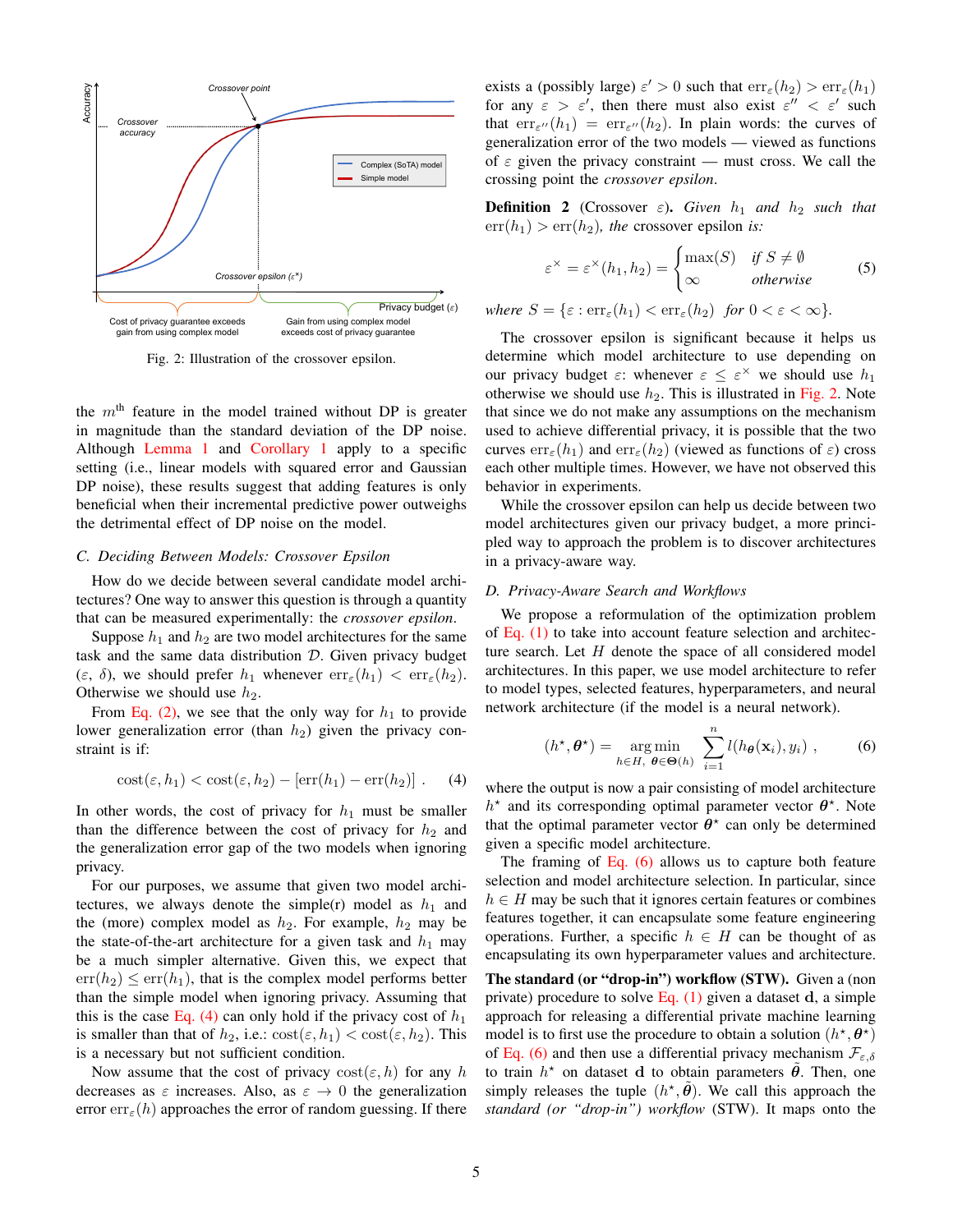Fig. 2: Illustration of the crossover epsilon.

the $m^{\text{th}}$ feature in the model trained without DP is greater in magnitude than the standard deviation of the DP noise. Although Lemma 1 and Corollary 1 apply to a specific setting (i.e., linear models with squared error and Gaussian DP noise), these results suggest that adding features is only beneficial when their incremental predictive power outweighs the detrimental effect of DP noise on the model.

### C. Deciding Between Models: Crossover Epsilon

How do we decide between several candidate model architectures? One way to answer this question is through a quantity that can be measured experimentally: the *crossover epsilon*.

Suppose $h_1$ and $h_2$ are two model architectures for the same task and the same data distribution $\mathcal{D}$. Given privacy budget $(\varepsilon, \delta)$, we should prefer $h_1$ whenever $\text{err}_\varepsilon(h_1) < \text{err}_\varepsilon(h_2)$. Otherwise we should use $h_2$.

From Eq. (2), we see that the only way for $h_1$ to provide lower generalization error (than $h_2$) given the privacy constraint is if:

$$\text{cost}(\varepsilon, h_1) < \text{cost}(\varepsilon, h_2) - [\text{err}(h_1) - \text{err}(h_2)] \ . \quad (4)$$

In other words, the cost of privacy for $h_1$ must be smaller than the difference between the cost of privacy for $h_2$ and the generalization error gap of the two models when ignoring privacy.

For our purposes, we assume that given two model architectures, we always denote the simple(r) model as $h_1$ and the (more) complex model as $h_2$. For example, $h_2$ may be the state-of-the-art architecture for a given task and $h_1$ may be a much simpler alternative. Given this, we expect that $\text{err}(h_2) \leq \text{err}(h_1)$, that is the complex model performs better than the simple model when ignoring privacy. Assuming that this is the case Eq. (4) can only hold if the privacy cost of $h_1$ is smaller than that of $h_2$, i.e.: $\text{cost}(\varepsilon, h_1) < \text{cost}(\varepsilon, h_2)$. This is a necessary but not sufficient condition.

Now assume that the cost of privacy $\text{cost}(\varepsilon, h)$ for any $h$ decreases as $\varepsilon$ increases. Also, as $\varepsilon \to 0$ the generalization error $\text{err}_\varepsilon(h)$ approaches the error of random guessing. If there exists a (possibly large) $\varepsilon' > 0$ such that $\text{err}_\varepsilon(h_2) > \text{err}_\varepsilon(h_1)$ for any $\varepsilon > \varepsilon'$, then there must also exist $\varepsilon'' < \varepsilon'$ such that $\text{err}_{\varepsilon''}(h_1) = \text{err}_{\varepsilon''}(h_2)$. In plain words: the curves of generalization error of the two models — viewed as functions of $\varepsilon$ given the privacy constraint — must cross. We call the crossing point the *crossover epsilon*.

**Definition 2** (Crossover $\varepsilon$). *Given $h_1$ and $h_2$ such that $\text{err}(h_1) > \text{err}(h_2)$, the* crossover epsilon *is:*

$$\varepsilon^\times = \varepsilon^\times(h_1, h_2) = \begin{cases} \max(S) & \text{if } S \neq \emptyset \\ \infty & \text{otherwise} \end{cases} \quad (5)$$

*where $S = \{\varepsilon : \text{err}_\varepsilon(h_1) < \text{err}_\varepsilon(h_2) \ \text{ for } 0 < \varepsilon < \infty\}$.*

The crossover epsilon is significant because it helps us determine which model architecture to use depending on our privacy budget $\varepsilon$: whenever $\varepsilon \leq \varepsilon^\times$ we should use $h_1$ otherwise we should use $h_2$. This is illustrated in Fig. 2. Note that since we do not make any assumptions on the mechanism used to achieve differential privacy, it is possible that the two curves $\text{err}_\varepsilon(h_1)$ and $\text{err}_\varepsilon(h_2)$ (viewed as functions of $\varepsilon$) cross each other multiple times. However, we have not observed this behavior in experiments.

While the crossover epsilon can help us decide between two model architectures given our privacy budget, a more principled way to approach the problem is to discover architectures in a privacy-aware way.

### D. Privacy-Aware Search and Workflows

We propose a reformulation of the optimization problem of Eq. (1) to take into account feature selection and architecture search. Let $H$ denote the space of all considered model architectures. In this paper, we use model architecture to refer to model types, selected features, hyperparameters, and neural network architecture (if the model is a neural network).

$$(h^\star, \boldsymbol{\theta}^\star) = \underset{h \in H, \ \boldsymbol{\theta} \in \boldsymbol{\Theta}(h)}{\arg\min} \sum_{i=1}^{n} l(h_{\boldsymbol{\theta}}(\mathbf{x}_i), y_i) \ , \quad (6)$$

where the output is now a pair consisting of model architecture $h^\star$ and its corresponding optimal parameter vector $\boldsymbol{\theta}^\star$. Note that the optimal parameter vector $\boldsymbol{\theta}^\star$ can only be determined given a specific model architecture.

The framing of Eq. (6) allows us to capture both feature selection and model architecture selection. In particular, since $h \in H$ may be such that it ignores certain features or combines features together, it can encapsulate some feature engineering operations. Further, a specific $h \in H$ can be thought of as encapsulating its own hyperparameter values and architecture.

**The standard (or "drop-in") workflow (STW).** Given a (non private) procedure to solve Eq. (1) given a dataset $\mathbf{d}$, a simple approach for releasing a differential private machine learning model is to first use the procedure to obtain a solution $(h^\star, \boldsymbol{\theta}^\star)$ of Eq. (6) and then use a differential privacy mechanism $\mathcal{F}_{\varepsilon,\delta}$ to train $h^\star$ on dataset $\mathbf{d}$ to obtain parameters $\tilde{\boldsymbol{\theta}}$. Then, one simply releases the tuple $(h^\star, \tilde{\boldsymbol{\theta}})$. We call this approach the *standard (or "drop-in") workflow* (STW). It maps onto the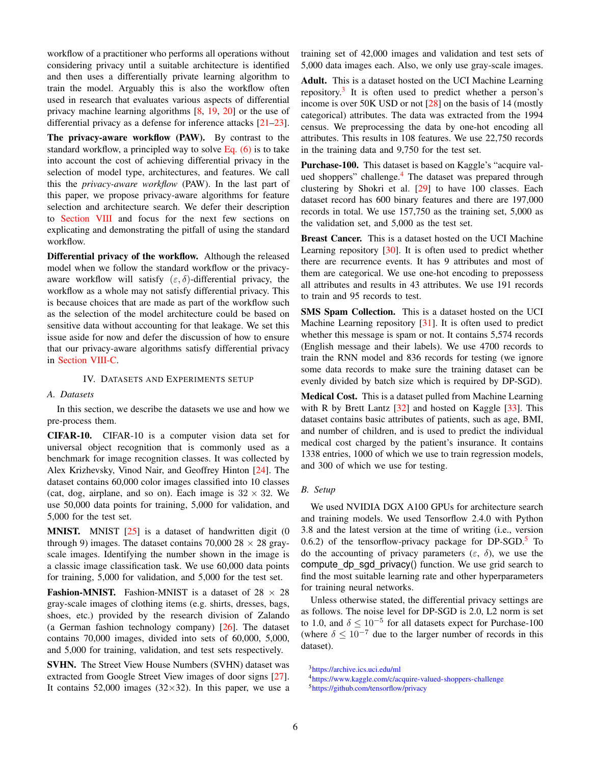workflow of a practitioner who performs all operations without considering privacy until a suitable architecture is identified and then uses a differentially private learning algorithm to train the model. Arguably this is also the workflow often used in research that evaluates various aspects of differential privacy machine learning algorithms [8, 19, 20] or the use of differential privacy as a defense for inference attacks [21–23].

**The privacy-aware workflow (PAW).** By contrast to the standard workflow, a principled way to solve Eq. (6) is to take into account the cost of achieving differential privacy in the selection of model type, architectures, and features. We call this the *privacy-aware workflow* (PAW). In the last part of this paper, we propose privacy-aware algorithms for feature selection and architecture search. We defer their description to Section VIII and focus for the next few sections on explicating and demonstrating the pitfall of using the standard workflow.

**Differential privacy of the workflow.** Although the released model when we follow the standard workflow or the privacy-aware workflow will satisfy $(\varepsilon, \delta)$-differential privacy, the workflow as a whole may not satisfy differential privacy. This is because choices that are made as part of the workflow such as the selection of the model architecture could be based on sensitive data without accounting for that leakage. We set this issue aside for now and defer the discussion of how to ensure that our privacy-aware algorithms satisfy differential privacy in Section VIII-C.

## IV. Datasets and Experiments Setup

### A. Datasets

In this section, we describe the datasets we use and how we pre-process them.

**CIFAR-10.** CIFAR-10 is a computer vision data set for universal object recognition that is commonly used as a benchmark for image recognition classes. It was collected by Alex Krizhevsky, Vinod Nair, and Geoffrey Hinton [24]. The dataset contains 60,000 color images classified into 10 classes (cat, dog, airplane, and so on). Each image is $32 \times 32$. We use 50,000 data points for training, 5,000 for validation, and 5,000 for the test set.

**MNIST.** MNIST [25] is a dataset of handwritten digit (0 through 9) images. The dataset contains 70,000 $28 \times 28$ gray-scale images. Identifying the number shown in the image is a classic image classification task. We use 60,000 data points for training, 5,000 for validation, and 5,000 for the test set.

**Fashion-MNIST.** Fashion-MNIST is a dataset of $28 \times 28$ gray-scale images of clothing items (e.g. shirts, dresses, bags, shoes, etc.) provided by the research division of Zalando (a German fashion technology company) [26]. The dataset contains 70,000 images, divided into sets of 60,000, 5,000, and 5,000 for training, validation, and test sets respectively.

**SVHN.** The Street View House Numbers (SVHN) dataset was extracted from Google Street View images of door signs [27]. It contains 52,000 images ($32\times32$). In this paper, we use a training set of 42,000 images and validation and test sets of 5,000 data images each. Also, we only use gray-scale images.

**Adult.** This is a dataset hosted on the UCI Machine Learning repository.[3] It is often used to predict whether a person's income is over 50K USD or not [28] on the basis of 14 (mostly categorical) attributes. The data was extracted from the 1994 census. We preprocessing the data by one-hot encoding all attributes. This results in 108 features. We use 22,750 records in the training data and 9,750 for the test set.

**Purchase-100.** This dataset is based on Kaggle's "acquire valued shoppers" challenge.[4] The dataset was prepared through clustering by Shokri et al. [29] to have 100 classes. Each dataset record has 600 binary features and there are 197,000 records in total. We use 157,750 as the training set, 5,000 as the validation set, and 5,000 as the test set.

**Breast Cancer.** This is a dataset hosted on the UCI Machine Learning repository [30]. It is often used to predict whether there are recurrence events. It has 9 attributes and most of them are categorical. We use one-hot encoding to prepossess all attributes and results in 43 attributes. We use 191 records to train and 95 records to test.

**SMS Spam Collection.** This is a dataset hosted on the UCI Machine Learning repository [31]. It is often used to predict whether this message is spam or not. It contains 5,574 records (English message and their labels). We use 4700 records to train the RNN model and 836 records for testing (we ignore some data records to make sure the training dataset can be evenly divided by batch size which is required by DP-SGD).

**Medical Cost.** This is a dataset pulled from Machine Learning with R by Brett Lantz [32] and hosted on Kaggle [33]. This dataset contains basic attributes of patients, such as age, BMI, and number of children, and is used to predict the individual medical cost charged by the patient's insurance. It contains 1338 entries, 1000 of which we use to train regression models, and 300 of which we use for testing.

### B. Setup

We used NVIDIA DGX A100 GPUs for architecture search and training models. We used Tensorflow 2.4.0 with Python 3.8 and the latest version at the time of writing (i.e., version 0.6.2) of the tensorflow-privacy package for DP-SGD.[5] To do the accounting of privacy parameters ($\varepsilon$, $\delta$), we use the `compute_dp_sgd_privacy()` function. We use grid search to find the most suitable learning rate and other hyperparameters for training neural networks.

Unless otherwise stated, the differential privacy settings are as follows. The noise level for DP-SGD is 2.0, L2 norm is set to 1.0, and $\delta \leq 10^{-5}$ for all datasets expect for Purchase-100 (where $\delta \leq 10^{-7}$ due to the larger number of records in this dataset).

[3] https://archive.ics.uci.edu/ml

[4] https://www.kaggle.com/c/acquire-valued-shoppers-challenge

[5] https://github.com/tensorflow/privacy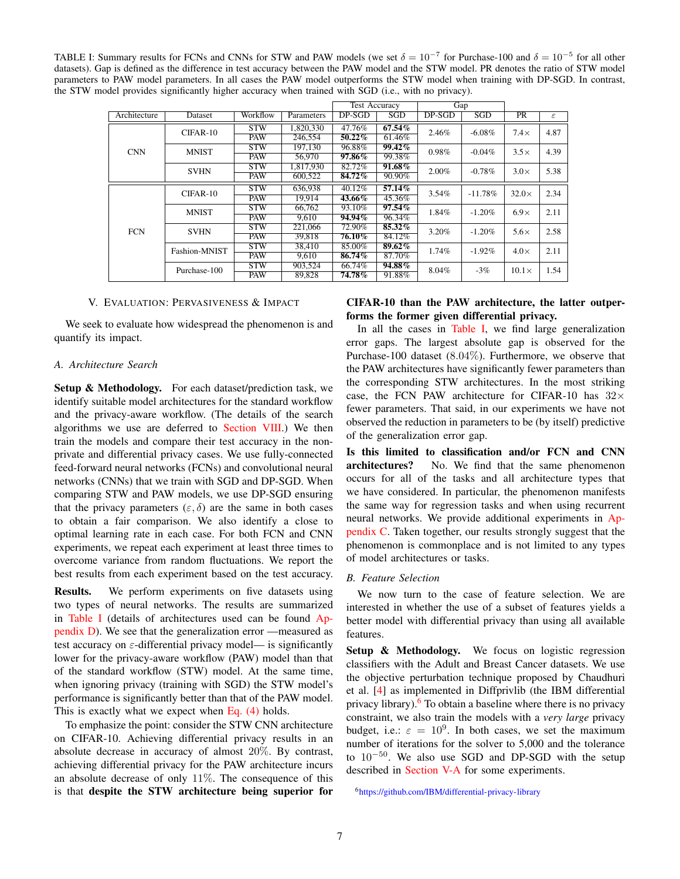TABLE I: Summary results for FCNs and CNNs for STW and PAW models (we set $\delta = 10^{-7}$ for Purchase-100 and $\delta = 10^{-5}$ for all other datasets). Gap is defined as the difference in test accuracy between the PAW model and the STW model. PR denotes the ratio of STW model parameters to PAW model parameters. In all cases the PAW model outperforms the STW model when training with DP-SGD. In contrast, the STW model provides significantly higher accuracy when trained with SGD (i.e., with no privacy).

| Architecture | Dataset | Workflow | Parameters | Test Accuracy | | Gap | | PR | $\varepsilon$ |
|---|---|---|---|---|---|---|---|---|---|
| | | | | DP-SGD | SGD | DP-SGD | SGD | | |
| CNN | CIFAR-10 | STW | 1,820,330 | 47.76% | **67.54%** | 2.46% | -6.08% | 7.4× | 4.87 |
| | | PAW | 246,554 | **50.22%** | 61.46% | | | | |
| | MNIST | STW | 197,130 | 96.88% | **99.42%** | 0.98% | -0.04% | 3.5× | 4.39 |
| | | PAW | 56,970 | **97.86%** | 99.38% | | | | |
| | SVHN | STW | 1,817,930 | 82.72% | **91.68%** | 2.00% | -0.78% | 3.0× | 5.38 |
| | | PAW | 600,522 | **84.72%** | 90.90% | | | | |
| FCN | CIFAR-10 | STW | 636,938 | 40.12% | **57.14%** | 3.54% | -11.78% | 32.0× | 2.34 |
| | | PAW | 19,914 | **43.66%** | 45.36% | | | | |
| | MNIST | STW | 66,762 | 93.10% | **97.54%** | 1.84% | -1.20% | 6.9× | 2.11 |
| | | PAW | 9,610 | **94.94%** | 96.34% | | | | |
| | SVHN | STW | 221,066 | 72.90% | **85.32%** | 3.20% | -1.20% | 5.6× | 2.58 |
| | | PAW | 39,818 | **76.10%** | 84.12% | | | | |
| | Fashion-MNIST | STW | 38,410 | 85.00% | **89.62%** | 1.74% | -1.92% | 4.0× | 2.11 |
| | | PAW | 9,610 | **86.74%** | 87.70% | | | | |
| | Purchase-100 | STW | 903,524 | 66.74% | **94.88%** | 8.04% | -3% | 10.1× | 1.54 |
| | | PAW | 89,828 | **74.78%** | 91.88% | | | | |

## V. Evaluation: Pervasiveness & Impact

We seek to evaluate how widespread the phenomenon is and quantify its impact.

### A. Architecture Search

**Setup & Methodology.** For each dataset/prediction task, we identify suitable model architectures for the standard workflow and the privacy-aware workflow. (The details of the search algorithms we use are deferred to Section VIII.) We then train the models and compare their test accuracy in the non-private and differential privacy cases. We use fully-connected feed-forward neural networks (FCNs) and convolutional neural networks (CNNs) that we train with SGD and DP-SGD. When comparing STW and PAW models, we use DP-SGD ensuring that the privacy parameters $(\varepsilon, \delta)$ are the same in both cases to obtain a fair comparison. We also identify a close to optimal learning rate in each case. For both FCN and CNN experiments, we repeat each experiment at least three times to overcome variance from random fluctuations. We report the best results from each experiment based on the test accuracy.

**Results.** We perform experiments on five datasets using two types of neural networks. The results are summarized in Table I (details of architectures used can be found Appendix D). We see that the generalization error —measured as test accuracy on $\varepsilon$-differential privacy model— is significantly lower for the privacy-aware workflow (PAW) model than that of the standard workflow (STW) model. At the same time, when ignoring privacy (training with SGD) the STW model's performance is significantly better than that of the PAW model. This is exactly what we expect when Eq. (4) holds.

To emphasize the point: consider the STW CNN architecture on CIFAR-10. Achieving differential privacy results in an absolute decrease in accuracy of almost 20%. By contrast, achieving differential privacy for the PAW architecture incurs an absolute decrease of only 11%. The consequence of this is that **despite the STW architecture being superior for CIFAR-10 than the PAW architecture, the latter outperforms the former given differential privacy.**

In all the cases in Table I, we find large generalization error gaps. The largest absolute gap is observed for the Purchase-100 dataset (8.04%). Furthermore, we observe that the PAW architectures have significantly fewer parameters than the corresponding STW architectures. In the most striking case, the FCN PAW architecture for CIFAR-10 has 32× fewer parameters. That said, in our experiments we have not observed the reduction in parameters to be (by itself) predictive of the generalization error gap.

**Is this limited to classification and/or FCN and CNN architectures?** No. We find that the same phenomenon occurs for all of the tasks and all architecture types that we have considered. In particular, the phenomenon manifests the same way for regression tasks and when using recurrent neural networks. We provide additional experiments in Appendix C. Taken together, our results strongly suggest that the phenomenon is commonplace and is not limited to any types of model architectures or tasks.

### B. Feature Selection

We now turn to the case of feature selection. We are interested in whether the use of a subset of features yields a better model with differential privacy than using all available features.

**Setup & Methodology.** We focus on logistic regression classifiers with the Adult and Breast Cancer datasets. We use the objective perturbation technique proposed by Chaudhuri et al. [4] as implemented in Diffprivlib (the IBM differential privacy library).[6] To obtain a baseline where there is no privacy constraint, we also train the models with a *very large* privacy budget, i.e.: $\varepsilon = 10^9$. In both cases, we set the maximum number of iterations for the solver to 5,000 and the tolerance to $10^{-50}$. We also use SGD and DP-SGD with the setup described in Section V-A for some experiments.

[6] https://github.com/IBM/differential-privacy-library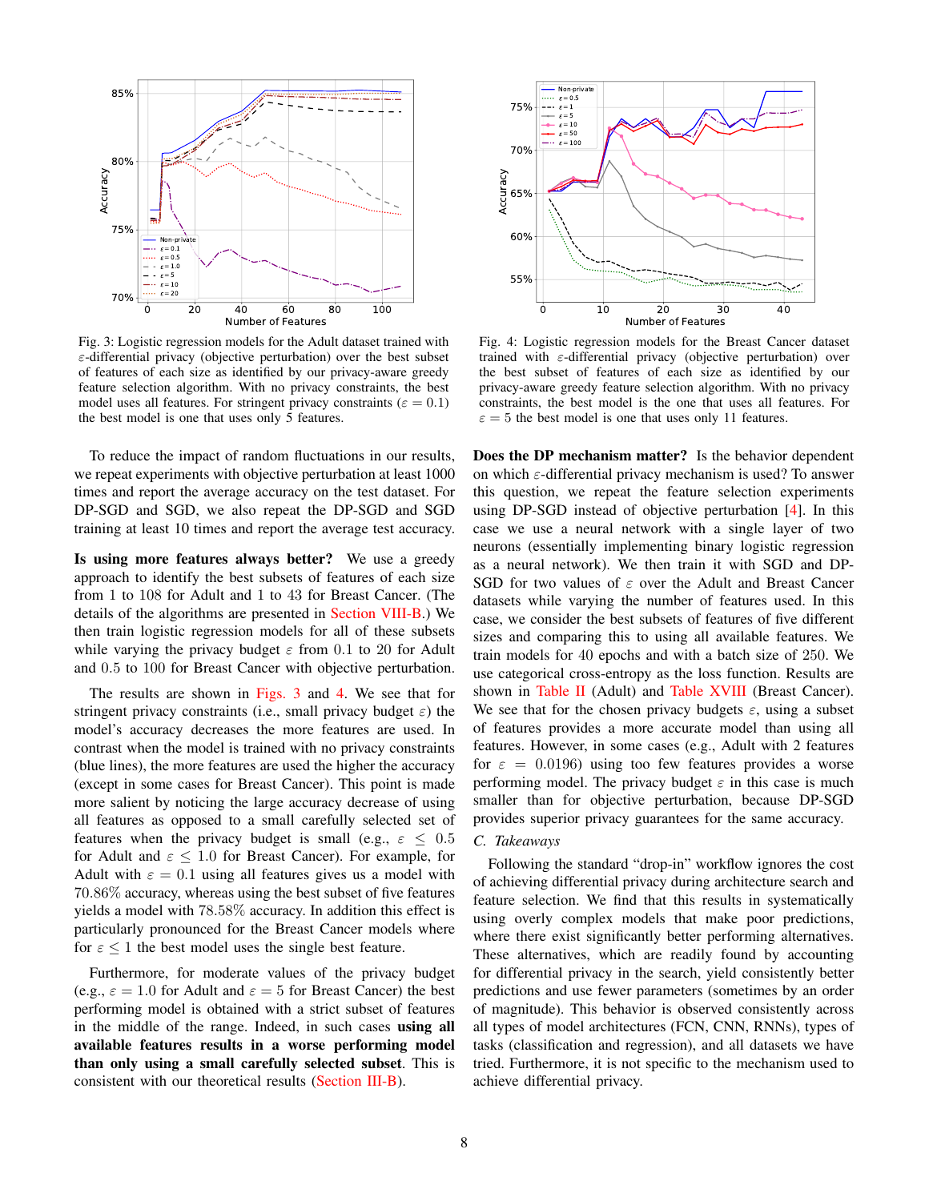85%
80%
75%
70%
Accuracy
0 20 40 60 80 100
Number of Features
Non-private
$\varepsilon = 0.1$
$\varepsilon = 0.5$
$\varepsilon = 1.0$
$\varepsilon = 5$
$\varepsilon = 10$
$\varepsilon = 20$

Fig. 3: Logistic regression models for the Adult dataset trained with $\varepsilon$-differential privacy (objective perturbation) over the best subset of features of each size as identified by our privacy-aware greedy feature selection algorithm. With no privacy constraints, the best model uses all features. For stringent privacy constraints ($\varepsilon = 0.1$) the best model is one that uses only 5 features.

75%
70%
65%
60%
55%
Accuracy
0 10 20 30 40
Number of Features
Non-private
$\varepsilon = 0.5$
$\varepsilon = 1$
$\varepsilon = 5$
$\varepsilon = 10$
$\varepsilon = 50$
$\varepsilon = 100$

Fig. 4: Logistic regression models for the Breast Cancer dataset trained with $\varepsilon$-differential privacy (objective perturbation) over the best subset of features of each size as identified by our privacy-aware greedy feature selection algorithm. With no privacy constraints, the best model is the one that uses all features. For $\varepsilon = 5$ the best model is one that uses only 11 features.

To reduce the impact of random fluctuations in our results, we repeat experiments with objective perturbation at least 1000 times and report the average accuracy on the test dataset. For DP-SGD and SGD, we also repeat the DP-SGD and SGD training at least 10 times and report the average test accuracy.

**Is using more features always better?** We use a greedy approach to identify the best subsets of features of each size from 1 to 108 for Adult and 1 to 43 for Breast Cancer. (The details of the algorithms are presented in Section VIII-B.) We then train logistic regression models for all of these subsets while varying the privacy budget $\varepsilon$ from 0.1 to 20 for Adult and 0.5 to 100 for Breast Cancer with objective perturbation.

The results are shown in Figs. 3 and 4. We see that for stringent privacy constraints (i.e., small privacy budget $\varepsilon$) the model's accuracy decreases the more features are used. In contrast when the model is trained with no privacy constraints (blue lines), the more features are used the higher the accuracy (except in some cases for Breast Cancer). This point is made more salient by noticing the large accuracy decrease of using all features as opposed to a small carefully selected set of features when the privacy budget is small (e.g., $\varepsilon \leq 0.5$ for Adult and $\varepsilon \leq 1.0$ for Breast Cancer). For example, for Adult with $\varepsilon = 0.1$ using all features gives us a model with 70.86% accuracy, whereas using the best subset of five features yields a model with 78.58% accuracy. In addition this effect is particularly pronounced for the Breast Cancer models where for $\varepsilon \leq 1$ the best model uses the single best feature.

Furthermore, for moderate values of the privacy budget (e.g., $\varepsilon = 1.0$ for Adult and $\varepsilon = 5$ for Breast Cancer) the best performing model is obtained with a strict subset of features in the middle of the range. Indeed, in such cases **using all available features results in a worse performing model than only using a small carefully selected subset**. This is consistent with our theoretical results (Section III-B).

**Does the DP mechanism matter?** Is the behavior dependent on which $\varepsilon$-differential privacy mechanism is used? To answer this question, we repeat the feature selection experiments using DP-SGD instead of objective perturbation [4]. In this case we use a neural network with a single layer of two neurons (essentially implementing binary logistic regression as a neural network). We then train it with SGD and DP-SGD for two values of $\varepsilon$ over the Adult and Breast Cancer datasets while varying the number of features used. In this case, we consider the best subsets of features of five different sizes and comparing this to using all available features. We train models for 40 epochs and with a batch size of 250. We use categorical cross-entropy as the loss function. Results are shown in Table II (Adult) and Table XVIII (Breast Cancer). We see that for the chosen privacy budgets $\varepsilon$, using a subset of features provides a more accurate model than using all features. However, in some cases (e.g., Adult with 2 features for $\varepsilon = 0.0196$) using too few features provides a worse performing model. The privacy budget $\varepsilon$ in this case is much smaller than for objective perturbation, because DP-SGD provides superior privacy guarantees for the same accuracy.

### C. Takeaways

Following the standard "drop-in" workflow ignores the cost of achieving differential privacy during architecture search and feature selection. We find that this results in systematically using overly complex models that make poor predictions, where there exist significantly better performing alternatives. These alternatives, which are readily found by accounting for differential privacy in the search, yield consistently better predictions and use fewer parameters (sometimes by an order of magnitude). This behavior is observed consistently across all types of model architectures (FCN, CNN, RNNs), types of tasks (classification and regression), and all datasets we have tried. Furthermore, it is not specific to the mechanism used to achieve differential privacy.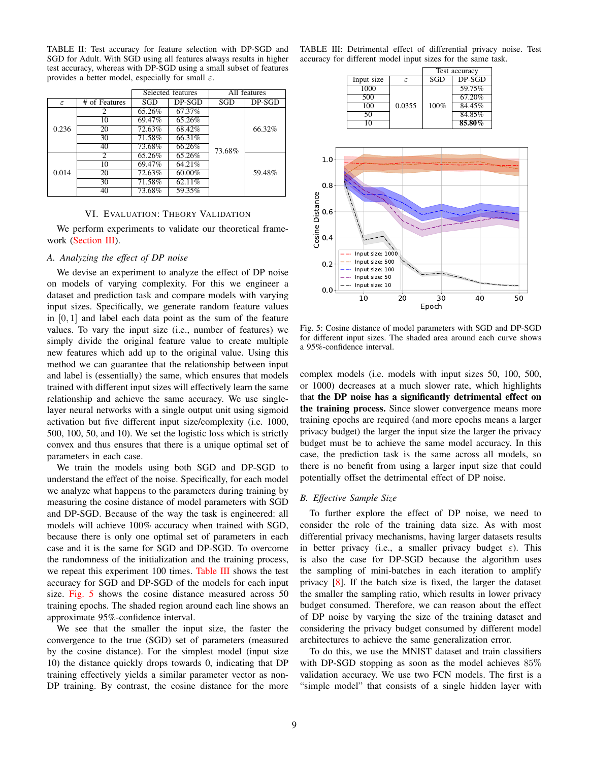TABLE II: Test accuracy for feature selection with DP-SGD and SGD for Adult. With SGD using all features always results in higher test accuracy, whereas with DP-SGD using a small subset of features provides a better model, especially for small $\varepsilon$.

| | | Selected features | | All features | |
|---|---|---|---|---|---|
| $\varepsilon$ | # of Features | SGD | DP-SGD | SGD | DP-SGD |
| 0.236 | 2 | 65.26% | 67.37% | 73.68% | 66.32% |
| | 10 | 69.47% | 65.26% | | |
| | 20 | 72.63% | 68.42% | | |
| | 30 | 71.58% | 66.31% | | |
| | 40 | 73.68% | 66.26% | | |
| 0.014 | 2 | 65.26% | 65.26% | | 59.48% |
| | 10 | 69.47% | 64.21% | | |
| | 20 | 72.63% | 60.00% | | |
| | 30 | 71.58% | 62.11% | | |
| | 40 | 73.68% | 59.35% | | |

## VI. Evaluation: Theory Validation

We perform experiments to validate our theoretical framework (Section III).

### A. Analyzing the effect of DP noise

We devise an experiment to analyze the effect of DP noise on models of varying complexity. For this we engineer a dataset and prediction task and compare models with varying input sizes. Specifically, we generate random feature values in $[0, 1]$ and label each data point as the sum of the feature values. To vary the input size (i.e., number of features) we simply divide the original feature value to create multiple new features which add up to the original value. Using this method we can guarantee that the relationship between input and label is (essentially) the same, which ensures that models trained with different input sizes will effectively learn the same relationship and achieve the same accuracy. We use single-layer neural networks with a single output unit using sigmoid activation but five different input size/complexity (i.e. 1000, 500, 100, 50, and 10). We set the logistic loss which is strictly convex and thus ensures that there is a unique optimal set of parameters in each case.

We train the models using both SGD and DP-SGD to understand the effect of the noise. Specifically, for each model we analyze what happens to the parameters during training by measuring the cosine distance of model parameters with SGD and DP-SGD. Because of the way the task is engineered: all models will achieve 100% accuracy when trained with SGD, because there is only one optimal set of parameters in each case and it is the same for SGD and DP-SGD. To overcome the randomness of the initialization and the training process, we repeat this experiment 100 times. Table III shows the test accuracy for SGD and DP-SGD of the models for each input size. Fig. 5 shows the cosine distance measured across 50 training epochs. The shaded region around each line shows an approximate 95%-confidence interval.

We see that the smaller the input size, the faster the convergence to the true (SGD) set of parameters (measured by the cosine distance). For the simplest model (input size 10) the distance quickly drops towards 0, indicating that DP training effectively yields a similar parameter vector as non-DP training. By contrast, the cosine distance for the more complex models (i.e. models with input sizes 50, 100, 500, or 1000) decreases at a much slower rate, which highlights that **the DP noise has a significantly detrimental effect on the training process.** Since slower convergence means more training epochs are required (and more epochs means a larger privacy budget) the larger the input size the larger the privacy budget must be to achieve the same model accuracy. In this case, the prediction task is the same across all models, so there is no benefit from using a larger input size that could potentially offset the detrimental effect of DP noise.

TABLE III: Detrimental effect of differential privacy noise. Test accuracy for different model input sizes for the same task.

| | | Test accuracy | |
|---|---|---|---|
| Input size | $\varepsilon$ | SGD | DP-SGD |
| 1000 | 0.0355 | 100% | 59.75% |
| 500 | | | 67.20% |
| 100 | | | 84.45% |
| 50 | | | 84.85% |
| 10 | | | **85.80%** |

Cosine Distance
1.0
0.8
0.6
0.4
0.2
0.0
10 20 30 40 50
Epoch
Input size: 1000
Input size: 500
Input size: 100
Input size: 50
Input size: 10

Fig. 5: Cosine distance of model parameters with SGD and DP-SGD for different input sizes. The shaded area around each curve shows a 95%-confidence interval.

### B. Effective Sample Size

To further explore the effect of DP noise, we need to consider the role of the training data size. As with most differential privacy mechanisms, having larger datasets results in better privacy (i.e., a smaller privacy budget $\varepsilon$). This is also the case for DP-SGD because the algorithm uses the sampling of mini-batches in each iteration to amplify privacy [8]. If the batch size is fixed, the larger the dataset the smaller the sampling ratio, which results in lower privacy budget consumed. Therefore, we can reason about the effect of DP noise by varying the size of the training dataset and considering the privacy budget consumed by different model architectures to achieve the same generalization error.

To do this, we use the MNIST dataset and train classifiers with DP-SGD stopping as soon as the model achieves 85% validation accuracy. We use two FCN models. The first is a "simple model" that consists of a single hidden layer with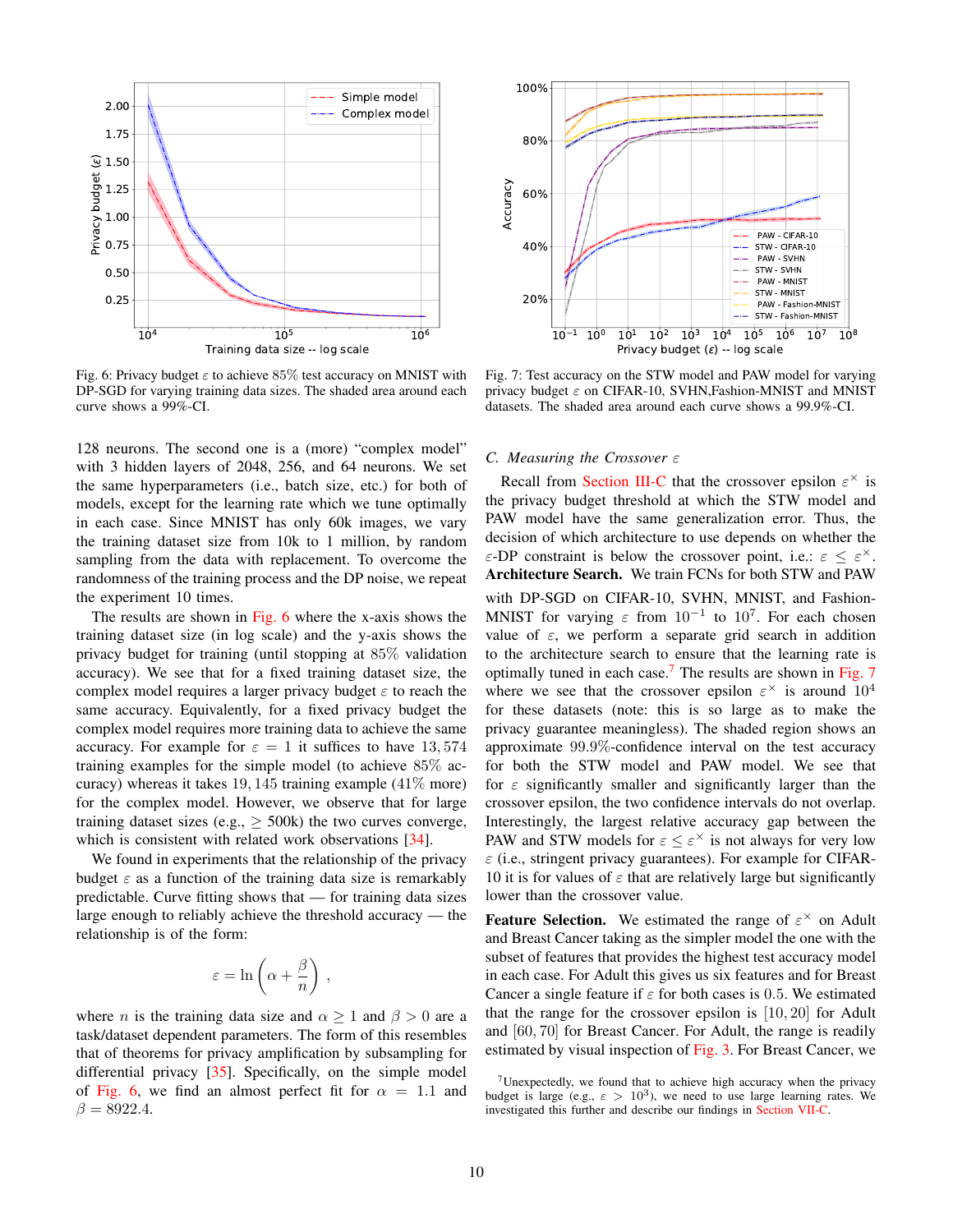Privacy budget (ε)
2.00
1.75
1.50
1.25
1.00
0.75
0.50
0.25
$10^4$
$10^5$
$10^6$
Training data size -- log scale
Simple model
Complex model

Fig. 6: Privacy budget $\varepsilon$ to achieve 85% test accuracy on MNIST with DP-SGD for varying training data sizes. The shaded area around each curve shows a 99%-CI.

Accuracy
100%
80%
60%
40%
20%
$10^{-1}$ $10^0$ $10^1$ $10^2$ $10^3$ $10^4$ $10^5$ $10^6$ $10^7$ $10^8$
Privacy budget (ε) -- log scale
PAW - CIFAR-10
STW - CIFAR-10
PAW - SVHN
STW - SVHN
PAW - MNIST
STW - MNIST
PAW - Fashion-MNIST
STW - Fashion-MNIST

Fig. 7: Test accuracy on the STW model and PAW model for varying privacy budget $\varepsilon$ on CIFAR-10, SVHN,Fashion-MNIST and MNIST datasets. The shaded area around each curve shows a 99.9%-CI.

128 neurons. The second one is a (more) "complex model" with 3 hidden layers of 2048, 256, and 64 neurons. We set the same hyperparameters (i.e., batch size, etc.) for both of models, except for the learning rate which we tune optimally in each case. Since MNIST has only 60k images, we vary the training dataset size from 10k to 1 million, by random sampling from the data with replacement. To overcome the randomness of the training process and the DP noise, we repeat the experiment 10 times.

The results are shown in Fig. 6 where the x-axis shows the training dataset size (in log scale) and the y-axis shows the privacy budget for training (until stopping at 85% validation accuracy). We see that for a fixed training dataset size, the complex model requires a larger privacy budget $\varepsilon$ to reach the same accuracy. Equivalently, for a fixed privacy budget the complex model requires more training data to achieve the same accuracy. For example for $\varepsilon = 1$ it suffices to have $13,574$ training examples for the simple model (to achieve 85% accuracy) whereas it takes $19,145$ training example (41% more) for the complex model. However, we observe that for large training dataset sizes (e.g., $\geq$ 500k) the two curves converge, which is consistent with related work observations [34].

We found in experiments that the relationship of the privacy budget $\varepsilon$ as a function of the training data size is remarkably predictable. Curve fitting shows that — for training data sizes large enough to reliably achieve the threshold accuracy — the relationship is of the form:

$$\varepsilon = \ln\left(\alpha + \frac{\beta}{n}\right),$$

where $n$ is the training data size and $\alpha \geq 1$ and $\beta > 0$ are a task/dataset dependent parameters. The form of this resembles that of theorems for privacy amplification by subsampling for differential privacy [35]. Specifically, on the simple model of Fig. 6, we find an almost perfect fit for $\alpha = 1.1$ and $\beta = 8922.4$.

### C. Measuring the Crossover $\varepsilon$

Recall from Section III-C that the crossover epsilon $\varepsilon^{\times}$ is the privacy budget threshold at which the STW model and PAW model have the same generalization error. Thus, the decision of which architecture to use depends on whether the $\varepsilon$-DP constraint is below the crossover point, i.e.: $\varepsilon \leq \varepsilon^{\times}$.

**Architecture Search.** We train FCNs for both STW and PAW with DP-SGD on CIFAR-10, SVHN, MNIST, and Fashion-MNIST for varying $\varepsilon$ from $10^{-1}$ to $10^7$. For each chosen value of $\varepsilon$, we perform a separate grid search in addition to the architecture search to ensure that the learning rate is optimally tuned in each case.[7] The results are shown in Fig. 7 where we see that the crossover epsilon $\varepsilon^{\times}$ is around $10^4$ for these datasets (note: this is so large as to make the privacy guarantee meaningless). The shaded region shows an approximate 99.9%-confidence interval on the test accuracy for both the STW model and PAW model. We see that for $\varepsilon$ significantly smaller and significantly larger than the crossover epsilon, the two confidence intervals do not overlap. Interestingly, the largest relative accuracy gap between the PAW and STW models for $\varepsilon \leq \varepsilon^{\times}$ is not always for very low $\varepsilon$ (i.e., stringent privacy guarantees). For example for CIFAR-10 it is for values of $\varepsilon$ that are relatively large but significantly lower than the crossover value.

**Feature Selection.** We estimated the range of $\varepsilon^{\times}$ on Adult and Breast Cancer taking as the simpler model the one with the subset of features that provides the highest test accuracy model in each case. For Adult this gives us six features and for Breast Cancer a single feature if $\varepsilon$ for both cases is 0.5. We estimated that the range for the crossover epsilon is $[10, 20]$ for Adult and $[60, 70]$ for Breast Cancer. For Adult, the range is readily estimated by visual inspection of Fig. 3. For Breast Cancer, we

[7] Unexpectedly, we found that to achieve high accuracy when the privacy budget is large (e.g., $\varepsilon > 10^3$), we need to use large learning rates. We investigated this further and describe our findings in Section VII-C.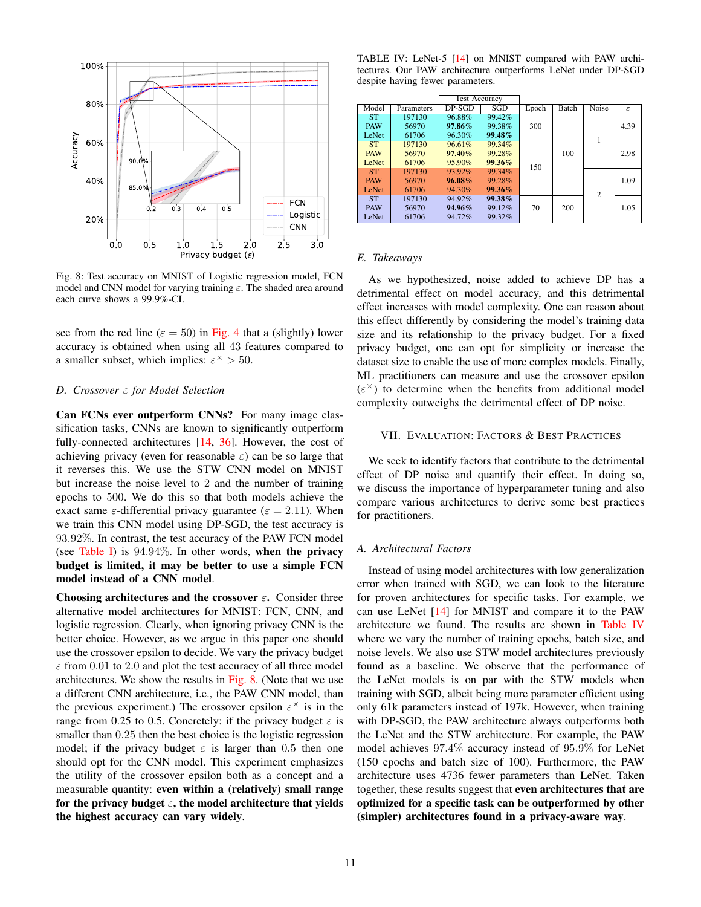100%
80%
60%
40%
20%
Accuracy
0.0 0.5 1.0 1.5 2.0 2.5 3.0
Privacy budget ($\varepsilon$)
90.0%
85.0%
0.2 0.3 0.4 0.5
FCN
Logistic
CNN

Fig. 8: Test accuracy on MNIST of Logistic regression model, FCN model and CNN model for varying training $\varepsilon$. The shaded area around each curve shows a 99.9%-CI.

see from the red line ($\varepsilon = 50$) in Fig. 4 that a (slightly) lower accuracy is obtained when using all 43 features compared to a smaller subset, which implies: $\varepsilon^{\times} > 50$.

### D. Crossover $\varepsilon$ for Model Selection

**Can FCNs ever outperform CNNs?** For many image classification tasks, CNNs are known to significantly outperform fully-connected architectures [14, 36]. However, the cost of achieving privacy (even for reasonable $\varepsilon$) can be so large that it reverses this. We use the STW CNN model on MNIST but increase the noise level to 2 and the number of training epochs to 500. We do this so that both models achieve the exact same $\varepsilon$-differential privacy guarantee ($\varepsilon = 2.11$). When we train this CNN model using DP-SGD, the test accuracy is 93.92%. In contrast, the test accuracy of the PAW FCN model (see Table I) is 94.94%. In other words, **when the privacy budget is limited, it may be better to use a simple FCN model instead of a CNN model**.

**Choosing architectures and the crossover $\varepsilon$.** Consider three alternative model architectures for MNIST: FCN, CNN, and logistic regression. Clearly, when ignoring privacy CNN is the better choice. However, as we argue in this paper one should use the crossover epsilon to decide. We vary the privacy budget $\varepsilon$ from 0.01 to 2.0 and plot the test accuracy of all three model architectures. We show the results in Fig. 8. (Note that we use a different CNN architecture, i.e., the PAW CNN model, than the previous experiment.) The crossover epsilon $\varepsilon^{\times}$ is in the range from 0.25 to 0.5. Concretely: if the privacy budget $\varepsilon$ is smaller than 0.25 then the best choice is the logistic regression model; if the privacy budget $\varepsilon$ is larger than 0.5 then one should opt for the CNN model. This experiment emphasizes the utility of the crossover epsilon both as a concept and a measurable quantity: **even within a (relatively) small range for the privacy budget $\varepsilon$, the model architecture that yields the highest accuracy can vary widely**.

TABLE IV: LeNet-5 [14] on MNIST compared with PAW architectures. Our PAW architecture outperforms LeNet under DP-SGD despite having fewer parameters.

| Model | Parameters | Test Accuracy DP-SGD | Test Accuracy SGD | Epoch | Batch | Noise | $\varepsilon$ |
|---|---|---|---|---|---|---|---|
| ST | 197130 | 96.88% | 99.42% | 300 | 100 | 1 | 4.39 |
| PAW | 56970 | **97.86%** | 99.38% | | | | |
| LeNet | 61706 | 96.30% | **99.48%** | | | | |
| ST | 197130 | 96.61% | 99.34% | 150 | | | 2.98 |
| PAW | 56970 | **97.40%** | 99.28% | | | | |
| LeNet | 61706 | 95.90% | **99.36%** | | | | |
| ST | 197130 | 93.92% | 99.34% | | | 2 | 1.09 |
| PAW | 56970 | **96.08%** | 99.28% | | | | |
| LeNet | 61706 | 94.30% | **99.36%** | | | | |
| ST | 197130 | 94.92% | **99.38%** | 70 | 200 | | 1.05 |
| PAW | 56970 | **94.96%** | 99.12% | | | | |
| LeNet | 61706 | 94.72% | 99.32% | | | | |

### E. Takeaways

As we hypothesized, noise added to achieve DP has a detrimental effect on model accuracy, and this detrimental effect increases with model complexity. One can reason about this effect differently by considering the model's training data size and its relationship to the privacy budget. For a fixed privacy budget, one can opt for simplicity or increase the dataset size to enable the use of more complex models. Finally, ML practitioners can measure and use the crossover epsilon ($\varepsilon^{\times}$) to determine when the benefits from additional model complexity outweighs the detrimental effect of DP noise.

## VII. Evaluation: Factors & Best Practices

We seek to identify factors that contribute to the detrimental effect of DP noise and quantify their effect. In doing so, we discuss the importance of hyperparameter tuning and also compare various architectures to derive some best practices for practitioners.

### A. Architectural Factors

Instead of using model architectures with low generalization error when trained with SGD, we can look to the literature for proven architectures for specific tasks. For example, we can use LeNet [14] for MNIST and compare it to the PAW architecture we found. The results are shown in Table IV where we vary the number of training epochs, batch size, and noise levels. We also use STW model architectures previously found as a baseline. We observe that the performance of the LeNet models is on par with the STW models when training with SGD, albeit being more parameter efficient using only 61k parameters instead of 197k. However, when training with DP-SGD, the PAW architecture always outperforms both the LeNet and the STW architecture. For example, the PAW model achieves 97.4% accuracy instead of 95.9% for LeNet (150 epochs and batch size of 100). Furthermore, the PAW architecture uses 4736 fewer parameters than LeNet. Taken together, these results suggest that **even architectures that are optimized for a specific task can be outperformed by other (simpler) architectures found in a privacy-aware way**.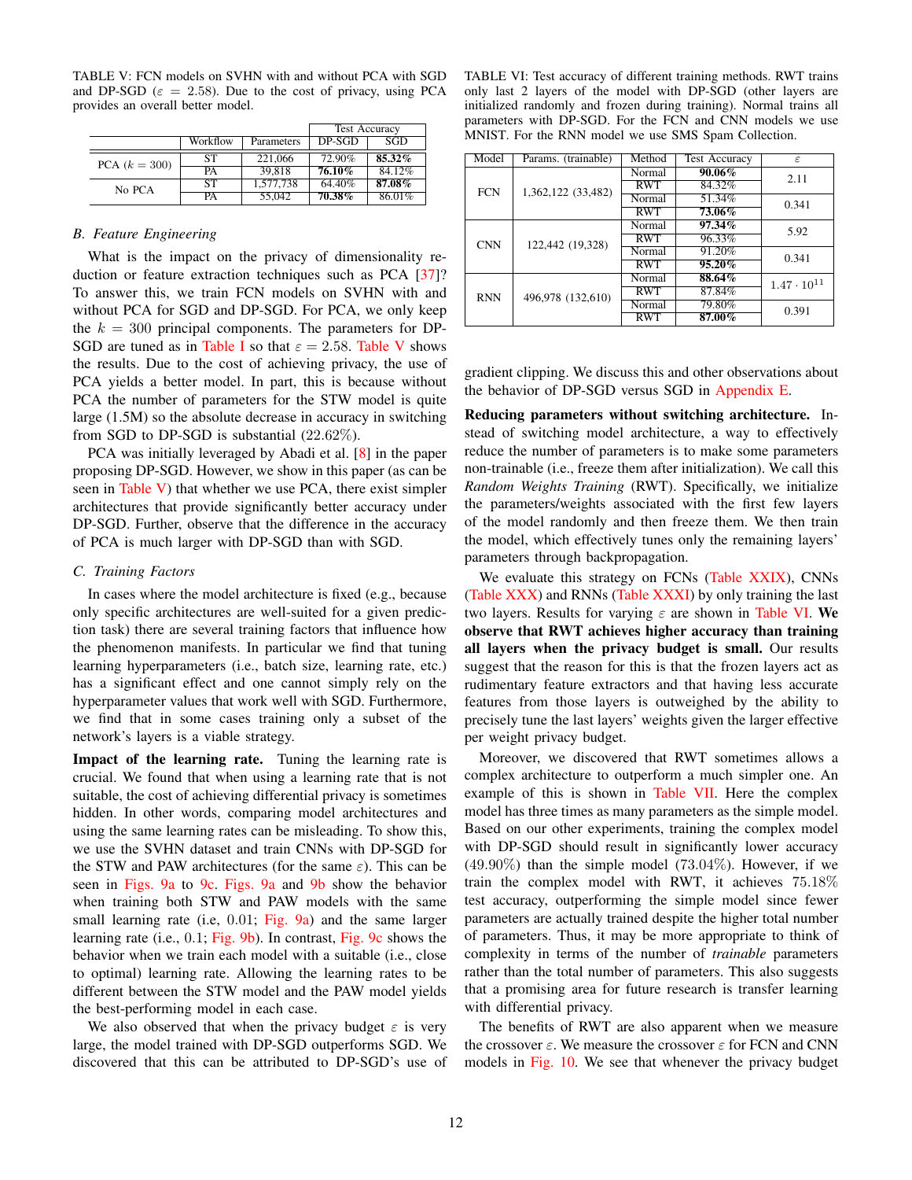TABLE V: FCN models on SVHN with and without PCA with SGD and DP-SGD ($\varepsilon = 2.58$). Due to the cost of privacy, using PCA provides an overall better model.

| | Workflow | Parameters | Test Accuracy | |
|---|---|---|---|---|
| | | | DP-SGD | SGD |
| PCA ($k = 300$) | ST | 221,066 | 72.90% | **85.32%** |
| | PA | 39,818 | **76.10%** | 84.12% |
| No PCA | ST | 1,577,738 | 64.40% | **87.08%** |
| | PA | 55,042 | **70.38%** | 86.01% |

### B. Feature Engineering

What is the impact on the privacy of dimensionality reduction or feature extraction techniques such as PCA [37]? To answer this, we train FCN models on SVHN with and without PCA for SGD and DP-SGD. For PCA, we only keep the $k = 300$ principal components. The parameters for DP-SGD are tuned as in Table I so that $\varepsilon = 2.58$. Table V shows the results. Due to the cost of achieving privacy, the use of PCA yields a better model. In part, this is because without PCA the number of parameters for the STW model is quite large (1.5M) so the absolute decrease in accuracy in switching from SGD to DP-SGD is substantial (22.62%).

PCA was initially leveraged by Abadi et al. [8] in the paper proposing DP-SGD. However, we show in this paper (as can be seen in Table V) that whether we use PCA, there exist simpler architectures that provide significantly better accuracy under DP-SGD. Further, observe that the difference in the accuracy of PCA is much larger with DP-SGD than with SGD.

### C. Training Factors

In cases where the model architecture is fixed (e.g., because only specific architectures are well-suited for a given prediction task) there are several training factors that influence how the phenomenon manifests. In particular we find that tuning learning hyperparameters (i.e., batch size, learning rate, etc.) has a significant effect and one cannot simply rely on the hyperparameter values that work well with SGD. Furthermore, we find that in some cases training only a subset of the network's layers is a viable strategy.

**Impact of the learning rate.** Tuning the learning rate is crucial. We found that when using a learning rate that is not suitable, the cost of achieving differential privacy is sometimes hidden. In other words, comparing model architectures and using the same learning rates can be misleading. To show this, we use the SVHN dataset and train CNNs with DP-SGD for the STW and PAW architectures (for the same $\varepsilon$). This can be seen in Figs. 9a to 9c. Figs. 9a and 9b show the behavior when training both STW and PAW models with the same small learning rate (i.e, 0.01; Fig. 9a) and the same larger learning rate (i.e., 0.1; Fig. 9b). In contrast, Fig. 9c shows the behavior when we train each model with a suitable (i.e., close to optimal) learning rate. Allowing the learning rates to be different between the STW model and the PAW model yields the best-performing model in each case.

We also observed that when the privacy budget $\varepsilon$ is very large, the model trained with DP-SGD outperforms SGD. We discovered that this can be attributed to DP-SGD's use of gradient clipping. We discuss this and other observations about the behavior of DP-SGD versus SGD in Appendix E.

TABLE VI: Test accuracy of different training methods. RWT trains only last 2 layers of the model with DP-SGD (other layers are initialized randomly and frozen during training). Normal trains all parameters with DP-SGD. For the FCN and CNN models we use MNIST. For the RNN model we use SMS Spam Collection.

| Model | Params. (trainable) | Method | Test Accuracy | $\varepsilon$ |
|---|---|---|---|---|
| FCN | 1,362,122 (33,482) | Normal | **90.06%** | 2.11 |
| | | RWT | 84.32% | |
| | | Normal | 51.34% | 0.341 |
| | | RWT | **73.06%** | |
| CNN | 122,442 (19,328) | Normal | **97.34%** | 5.92 |
| | | RWT | 96.33% | |
| | | Normal | 91.20% | 0.341 |
| | | RWT | **95.20%** | |
| RNN | 496,978 (132,610) | Normal | **88.64%** | $1.47 \cdot 10^{11}$ |
| | | RWT | 87.84% | |
| | | Normal | 79.80% | 0.391 |
| | | RWT | **87.00%** | |

**Reducing parameters without switching architecture.** Instead of switching model architecture, a way to effectively reduce the number of parameters is to make some parameters non-trainable (i.e., freeze them after initialization). We call this *Random Weights Training* (RWT). Specifically, we initialize the parameters/weights associated with the first few layers of the model randomly and then freeze them. We then train the model, which effectively tunes only the remaining layers' parameters through backpropagation.

We evaluate this strategy on FCNs (Table XXIX), CNNs (Table XXX) and RNNs (Table XXXI) by only training the last two layers. Results for varying $\varepsilon$ are shown in Table VI. **We observe that RWT achieves higher accuracy than training all layers when the privacy budget is small.** Our results suggest that the reason for this is that the frozen layers act as rudimentary feature extractors and that having less accurate features from those layers is outweighed by the ability to precisely tune the last layers' weights given the larger effective per weight privacy budget.

Moreover, we discovered that RWT sometimes allows a complex architecture to outperform a much simpler one. An example of this is shown in Table VII. Here the complex model has three times as many parameters as the simple model. Based on our other experiments, training the complex model with DP-SGD should result in significantly lower accuracy (49.90%) than the simple model (73.04%). However, if we train the complex model with RWT, it achieves 75.18% test accuracy, outperforming the simple model since fewer parameters are actually trained despite the higher total number of parameters. Thus, it may be more appropriate to think of complexity in terms of the number of *trainable* parameters rather than the total number of parameters. This also suggests that a promising area for future research is transfer learning with differential privacy.

The benefits of RWT are also apparent when we measure the crossover $\varepsilon$. We measure the crossover $\varepsilon$ for FCN and CNN models in Fig. 10. We see that whenever the privacy budget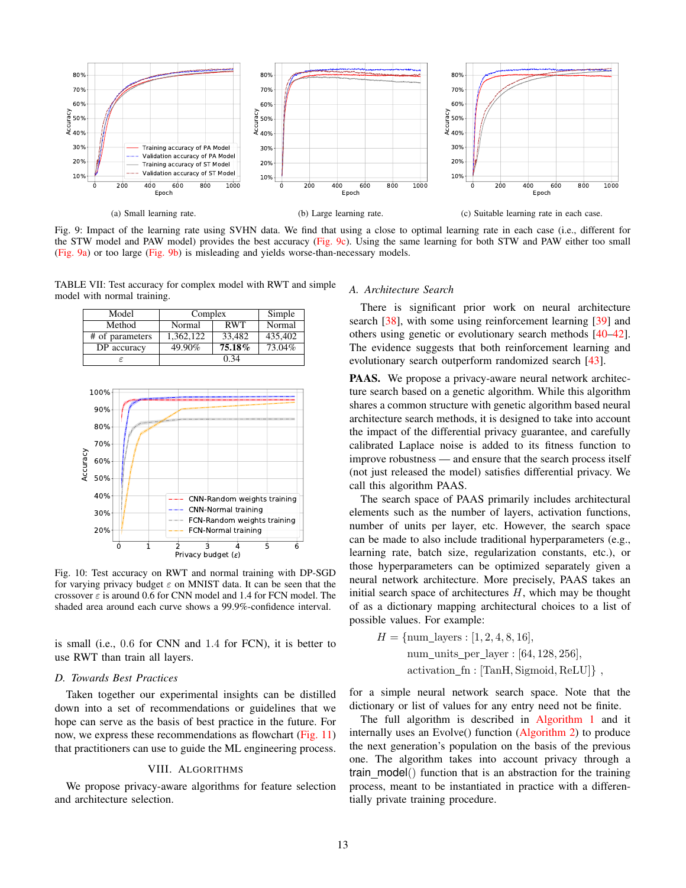80%
70%
60%
50%
40%
30%
20%
10%
Accuracy
0 200 400 600 800 1000
Epoch
Training accuracy of PA Model
Validation accuracy of PA Model
Training accuracy of ST Model
Validation accuracy of ST Model

(a) Small learning rate.

80%
70%
60%
50%
40%
30%
20%
10%
Accuracy
0 200 400 600 800 1000
Epoch

(b) Large learning rate.

80%
70%
60%
50%
40%
30%
20%
10%
Accuracy
0 200 400 600 800 1000
Epoch

(c) Suitable learning rate in each case.

Fig. 9: Impact of the learning rate using SVHN data. We find that using a close to optimal learning rate in each case (i.e., different for the STW model and PAW model) provides the best accuracy (Fig. 9c). Using the same learning for both STW and PAW either too small (Fig. 9a) or too large (Fig. 9b) is misleading and yields worse-than-necessary models.

TABLE VII: Test accuracy for complex model with RWT and simple model with normal training.

| Model | Complex | | Simple |
|---|---|---|---|
| Method | Normal | RWT | Normal |
| # of parameters | 1,362,122 | 33,482 | 435,402 |
| DP accuracy | 49.90% | **75.18%** | 73.04% |
| $\varepsilon$ | 0.34 | | |

100%
90%
80%
70%
60%
50%
40%
30%
20%
Accuracy
0 1 2 3 4 5 6
Privacy budget ($\varepsilon$)
CNN-Random weights training
CNN-Normal training
FCN-Random weights training
FCN-Normal training

Fig. 10: Test accuracy on RWT and normal training with DP-SGD for varying privacy budget $\varepsilon$ on MNIST data. It can be seen that the crossover $\varepsilon$ is around 0.6 for CNN model and 1.4 for FCN model. The shaded area around each curve shows a 99.9%-confidence interval.

is small (i.e., 0.6 for CNN and 1.4 for FCN), it is better to use RWT than train all layers.

### D. Towards Best Practices

Taken together our experimental insights can be distilled down into a set of recommendations or guidelines that we hope can serve as the basis of best practice in the future. For now, we express these recommendations as flowchart (Fig. 11) that practitioners can use to guide the ML engineering process.

## VIII. Algorithms

We propose privacy-aware algorithms for feature selection and architecture selection.

### A. Architecture Search

There is significant prior work on neural architecture search [38], with some using reinforcement learning [39] and others using genetic or evolutionary search methods [40–42]. The evidence suggests that both reinforcement learning and evolutionary search outperform randomized search [43].

**PAAS.** We propose a privacy-aware neural network architecture search based on a genetic algorithm. While this algorithm shares a common structure with genetic algorithm based neural architecture search methods, it is designed to take into account the impact of the differential privacy guarantee, and carefully calibrated Laplace noise is added to its fitness function to improve robustness — and ensure that the search process itself (not just released the model) satisfies differential privacy. We call this algorithm PAAS.

The search space of PAAS primarily includes architectural elements such as the number of layers, activation functions, number of units per layer, etc. However, the search space can be made to also include traditional hyperparameters (e.g., learning rate, batch size, regularization constants, etc.), or those hyperparameters can be optimized separately given a neural network architecture. More precisely, PAAS takes an initial search space of architectures $H$, which may be thought of as a dictionary mapping architectural choices to a list of possible values. For example:

$$
\begin{aligned}
H = \{&\text{num\_layers} : [1, 2, 4, 8, 16],\\
&\text{num\_units\_per\_layer} : [64, 128, 256],\\
&\text{activation\_fn} : [\text{TanH}, \text{Sigmoid}, \text{ReLU}]\}\ ,
\end{aligned}
$$

for a simple neural network search space. Note that the dictionary or list of values for any entry need not be finite.

The full algorithm is described in Algorithm 1 and it internally uses an Evolve() function (Algorithm 2) to produce the next generation's population on the basis of the previous one. The algorithm takes into account privacy through a train_model() function that is an abstraction for the training process, meant to be instantiated in practice with a differentially private training procedure.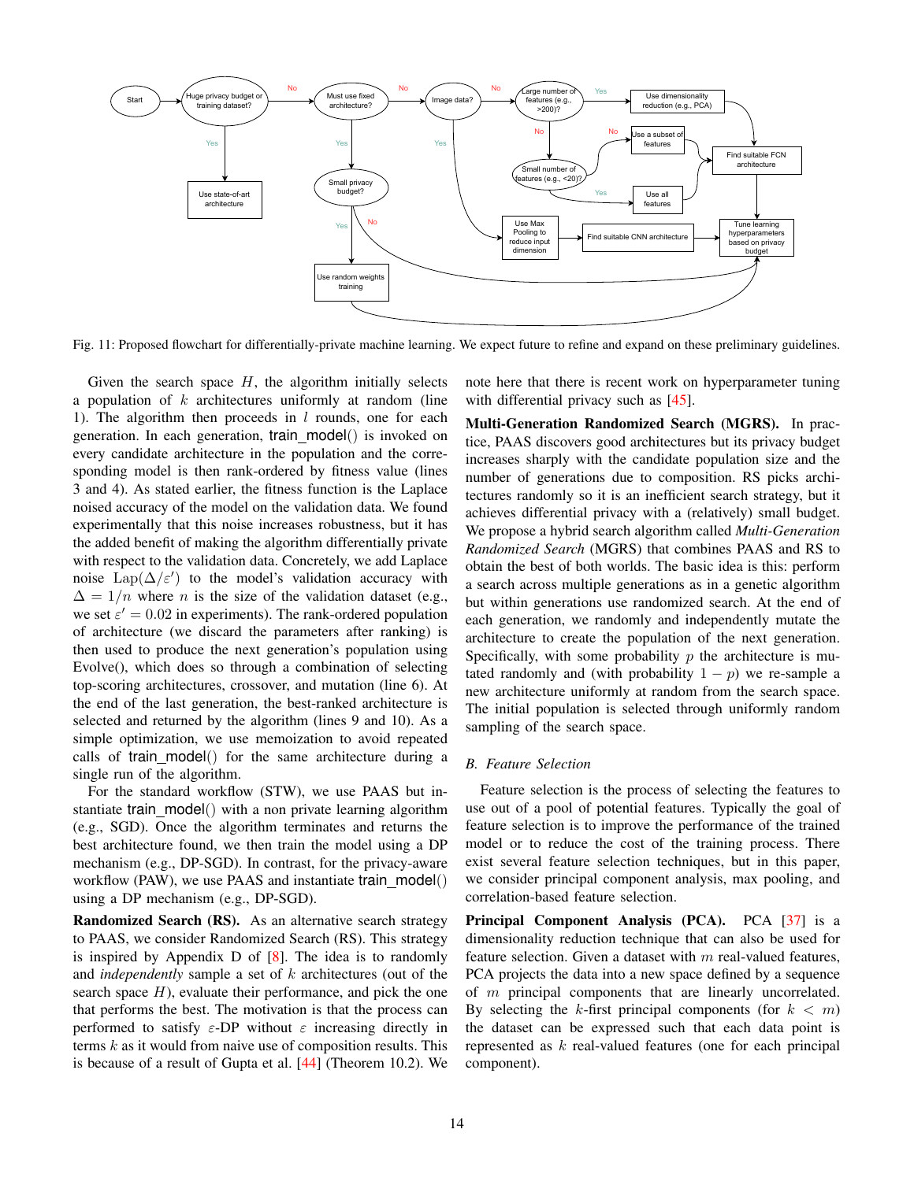Start

Huge privacy budget or training dataset?

No

Yes

Use state-of-art architecture

Must use fixed architecture?

No

Yes

Small privacy budget?

Yes

No

Use random weights training

Image data?

No

Yes

Use Max Pooling to reduce input dimension

Find suitable CNN architecture

Large number of features (e.g., >200)?

Yes

No

Use dimensionality reduction (e.g., PCA)

Small number of features (e.g., <20)?

No

Yes

Use a subset of features

Use all features

Find suitable FCN architecture

Tune learning hyperparameters based on privacy budget

Fig. 11: Proposed flowchart for differentially-private machine learning. We expect future to refine and expand on these preliminary guidelines.

Given the search space $H$, the algorithm initially selects a population of $k$ architectures uniformly at random (line 1). The algorithm then proceeds in $l$ rounds, one for each generation. In each generation, train_model() is invoked on every candidate architecture in the population and the corresponding model is then rank-ordered by fitness value (lines 3 and 4). As stated earlier, the fitness function is the Laplace noised accuracy of the model on the validation data. We found experimentally that this noise increases robustness, but it has the added benefit of making the algorithm differentially private with respect to the validation data. Concretely, we add Laplace noise $\mathrm{Lap}(\Delta/\varepsilon')$ to the model's validation accuracy with $\Delta = 1/n$ where $n$ is the size of the validation dataset (e.g., we set $\varepsilon' = 0.02$ in experiments). The rank-ordered population of architecture (we discard the parameters after ranking) is then used to produce the next generation's population using Evolve(), which does so through a combination of selecting top-scoring architectures, crossover, and mutation (line 6). At the end of the last generation, the best-ranked architecture is selected and returned by the algorithm (lines 9 and 10). As a simple optimization, we use memoization to avoid repeated calls of train_model() for the same architecture during a single run of the algorithm.

For the standard workflow (STW), we use PAAS but instantiate train_model() with a non private learning algorithm (e.g., SGD). Once the algorithm terminates and returns the best architecture found, we then train the model using a DP mechanism (e.g., DP-SGD). In contrast, for the privacy-aware workflow (PAW), we use PAAS and instantiate train_model() using a DP mechanism (e.g., DP-SGD).

**Randomized Search (RS).** As an alternative search strategy to PAAS, we consider Randomized Search (RS). This strategy is inspired by Appendix D of [8]. The idea is to randomly and *independently* sample a set of $k$ architectures (out of the search space $H$), evaluate their performance, and pick the one that performs the best. The motivation is that the process can performed to satisfy $\varepsilon$-DP without $\varepsilon$ increasing directly in terms $k$ as it would from naive use of composition results. This is because of a result of Gupta et al. [44] (Theorem 10.2). We note here that there is recent work on hyperparameter tuning with differential privacy such as [45].

**Multi-Generation Randomized Search (MGRS).** In practice, PAAS discovers good architectures but its privacy budget increases sharply with the candidate population size and the number of generations due to composition. RS picks architectures randomly so it is an inefficient search strategy, but it achieves differential privacy with a (relatively) small budget. We propose a hybrid search algorithm called *Multi-Generation Randomized Search* (MGRS) that combines PAAS and RS to obtain the best of both worlds. The basic idea is this: perform a search across multiple generations as in a genetic algorithm but within generations use randomized search. At the end of each generation, we randomly and independently mutate the architecture to create the population of the next generation. Specifically, with some probability $p$ the architecture is mutated randomly and (with probability $1 - p$) we re-sample a new architecture uniformly at random from the search space. The initial population is selected through uniformly random sampling of the search space.

### B. Feature Selection

Feature selection is the process of selecting the features to use out of a pool of potential features. Typically the goal of feature selection is to improve the performance of the trained model or to reduce the cost of the training process. There exist several feature selection techniques, but in this paper, we consider principal component analysis, max pooling, and correlation-based feature selection.

**Principal Component Analysis (PCA).** PCA [37] is a dimensionality reduction technique that can also be used for feature selection. Given a dataset with $m$ real-valued features, PCA projects the data into a new space defined by a sequence of $m$ principal components that are linearly uncorrelated. By selecting the $k$-first principal components (for $k < m$) the dataset can be expressed such that each data point is represented as $k$ real-valued features (one for each principal component).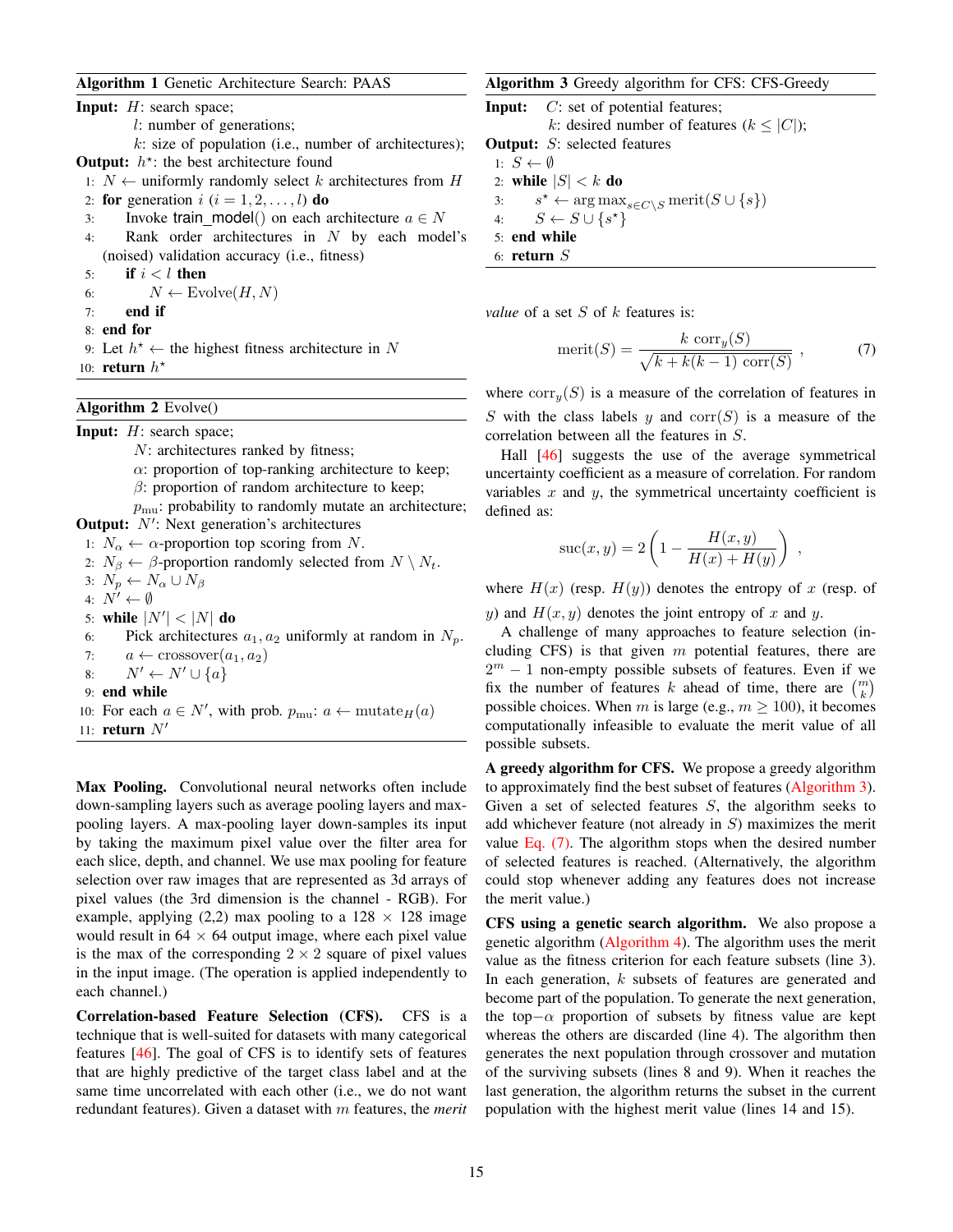**Algorithm 1** Genetic Architecture Search: PAAS

**Input:** $H$: search space;
$l$: number of generations;
$k$: size of population (i.e., number of architectures);
**Output:** $h^\star$: the best architecture found

1: $N \leftarrow$ uniformly randomly select $k$ architectures from $H$
2: **for** generation $i$ $(i = 1, 2, \ldots, l)$ **do**
3: Invoke train_model() on each architecture $a \in N$
4: Rank order architectures in $N$ by each model's (noised) validation accuracy (i.e., fitness)
5: **if** $i < l$ **then**
6: $N \leftarrow \text{Evolve}(H, N)$
7: **end if**
8: **end for**
9: Let $h^\star \leftarrow$ the highest fitness architecture in $N$
10: **return** $h^\star$

**Algorithm 2** Evolve()

**Input:** $H$: search space;
$N$: architectures ranked by fitness;
$\alpha$: proportion of top-ranking architecture to keep;
$\beta$: proportion of random architecture to keep;
$p_{\text{mu}}$: probability to randomly mutate an architecture;
**Output:** $N'$: Next generation's architectures

1: $N_\alpha \leftarrow \alpha$-proportion top scoring from $N$.
2: $N_\beta \leftarrow \beta$-proportion randomly selected from $N \setminus N_t$.
3: $N_p \leftarrow N_\alpha \cup N_\beta$
4: $N' \leftarrow \emptyset$
5: **while** $|N'| < |N|$ **do**
6: Pick architectures $a_1, a_2$ uniformly at random in $N_p$.
7: $a \leftarrow \text{crossover}(a_1, a_2)$
8: $N' \leftarrow N' \cup \{a\}$
9: **end while**
10: For each $a \in N'$, with prob. $p_{\text{mu}}$: $a \leftarrow \text{mutate}_H(a)$
11: **return** $N'$

**Max Pooling.** Convolutional neural networks often include down-sampling layers such as average pooling layers and max-pooling layers. A max-pooling layer down-samples its input by taking the maximum pixel value over the filter area for each slice, depth, and channel. We use max pooling for feature selection over raw images that are represented as 3d arrays of pixel values (the 3rd dimension is the channel - RGB). For example, applying (2,2) max pooling to a 128 × 128 image would result in 64 × 64 output image, where each pixel value is the max of the corresponding 2 × 2 square of pixel values in the input image. (The operation is applied independently to each channel.)

**Correlation-based Feature Selection (CFS).** CFS is a technique that is well-suited for datasets with many categorical features [46]. The goal of CFS is to identify sets of features that are highly predictive of the target class label and at the same time uncorrelated with each other (i.e., we do not want redundant features). Given a dataset with $m$ features, the *merit value* of a set $S$ of $k$ features is:

**Algorithm 3** Greedy algorithm for CFS: CFS-Greedy

**Input:** $C$: set of potential features;
$k$: desired number of features ($k \le |C|$);
**Output:** $S$: selected features

1: $S \leftarrow \emptyset$
2: **while** $|S| < k$ **do**
3: $s^\star \leftarrow \arg\max_{s \in C \setminus S} \text{merit}(S \cup \{s\})$
4: $S \leftarrow S \cup \{s^\star\}$
5: **end while**
6: **return** $S$

$$\text{merit}(S) = \frac{k \ \text{corr}_y(S)}{\sqrt{k + k(k-1)\ \text{corr}(S)}} \ , \tag{7}$$

where $\text{corr}_y(S)$ is a measure of the correlation of features in $S$ with the class labels $y$ and $\text{corr}(S)$ is a measure of the correlation between all the features in $S$.

Hall [46] suggests the use of the average symmetrical uncertainty coefficient as a measure of correlation. For random variables $x$ and $y$, the symmetrical uncertainty coefficient is defined as:

$$\text{suc}(x, y) = 2\left(1 - \frac{H(x, y)}{H(x) + H(y)}\right) \ ,$$

where $H(x)$ (resp. $H(y)$) denotes the entropy of $x$ (resp. of $y$) and $H(x, y)$ denotes the joint entropy of $x$ and $y$.

A challenge of many approaches to feature selection (including CFS) is that given $m$ potential features, there are $2^m - 1$ non-empty possible subsets of features. Even if we fix the number of features $k$ ahead of time, there are $\binom{m}{k}$ possible choices. When $m$ is large (e.g., $m \ge 100$), it becomes computationally infeasible to evaluate the merit value of all possible subsets.

**A greedy algorithm for CFS.** We propose a greedy algorithm to approximately find the best subset of features (Algorithm 3). Given a set of selected features $S$, the algorithm seeks to add whichever feature (not already in $S$) maximizes the merit value Eq. (7). The algorithm stops when the desired number of selected features is reached. (Alternatively, the algorithm could stop whenever adding any features does not increase the merit value.)

**CFS using a genetic search algorithm.** We also propose a genetic algorithm (Algorithm 4). The algorithm uses the merit value as the fitness criterion for each feature subsets (line 3). In each generation, $k$ subsets of features are generated and become part of the population. To generate the next generation, the top$-\alpha$ proportion of subsets by fitness value are kept whereas the others are discarded (line 4). The algorithm then generates the next population through crossover and mutation of the surviving subsets (lines 8 and 9). When it reaches the last generation, the algorithm returns the subset in the current population with the highest merit value (lines 14 and 15).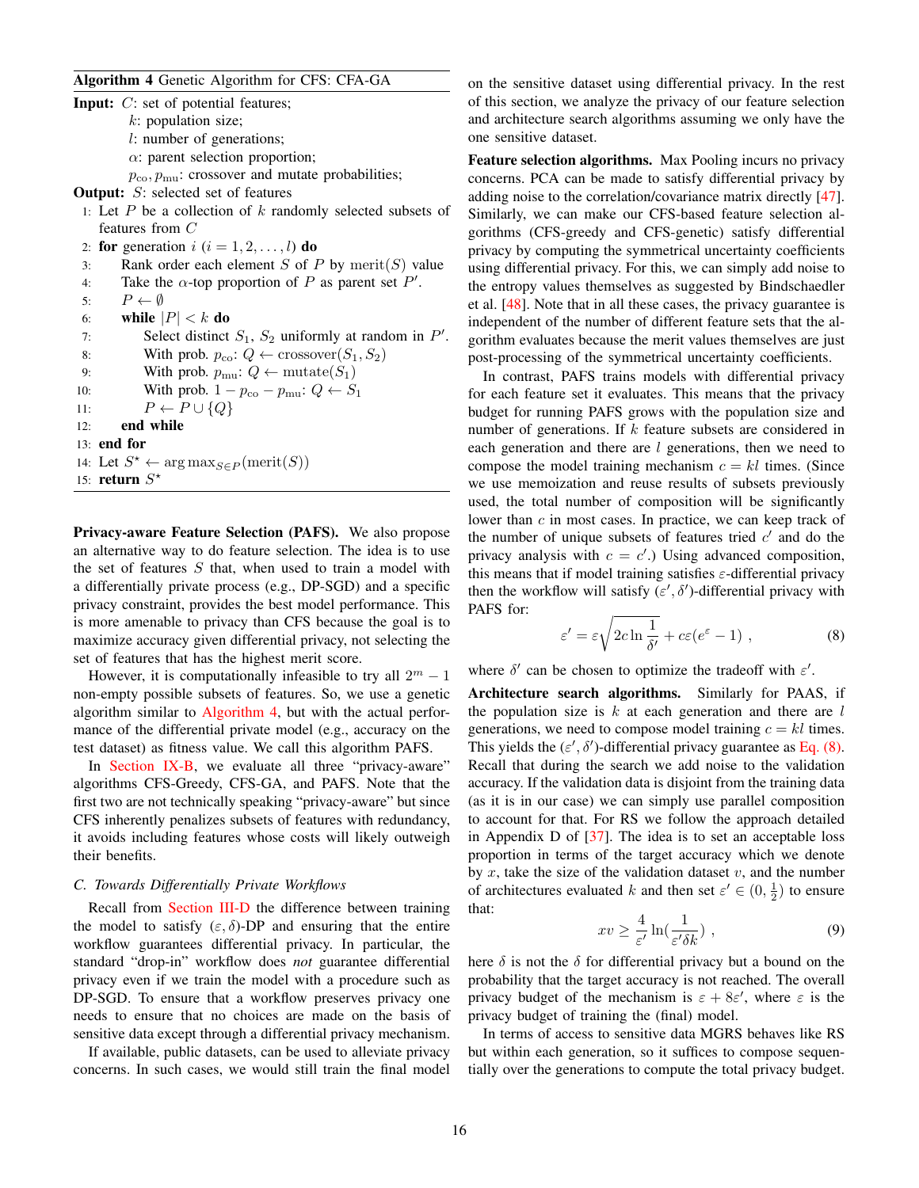**Algorithm 4** Genetic Algorithm for CFS: CFA-GA

**Input:** $C$: set of potential features;
 $k$: population size;
 $l$: number of generations;
 $\alpha$: parent selection proportion;
 $p_{\mathrm{co}}, p_{\mathrm{mu}}$: crossover and mutate probabilities;

**Output:** $S$: selected set of features

1: Let $P$ be a collection of $k$ randomly selected subsets of features from $C$
2: **for** generation $i$ $(i = 1, 2, \ldots, l)$ **do**
3: Rank order each element $S$ of $P$ by $\mathrm{merit}(S)$ value
4: Take the $\alpha$-top proportion of $P$ as parent set $P'$.
5: $P \leftarrow \emptyset$
6: **while** $|P| < k$ **do**
7: Select distinct $S_1$, $S_2$ uniformly at random in $P'$.
8: With prob. $p_{\mathrm{co}}$: $Q \leftarrow \mathrm{crossover}(S_1, S_2)$
9: With prob. $p_{\mathrm{mu}}$: $Q \leftarrow \mathrm{mutate}(S_1)$
10: With prob. $1 - p_{\mathrm{co}} - p_{\mathrm{mu}}$: $Q \leftarrow S_1$
11: $P \leftarrow P \cup \{Q\}$
12: **end while**
13: **end for**
14: Let $S^\star \leftarrow \arg\max_{S \in P}(\mathrm{merit}(S))$
15: **return** $S^\star$

**Privacy-aware Feature Selection (PAFS).** We also propose an alternative way to do feature selection. The idea is to use the set of features $S$ that, when used to train a model with a differentially private process (e.g., DP-SGD) and a specific privacy constraint, provides the best model performance. This is more amenable to privacy than CFS because the goal is to maximize accuracy given differential privacy, not selecting the set of features that has the highest merit score.

However, it is computationally infeasible to try all $2^m - 1$ non-empty possible subsets of features. So, we use a genetic algorithm similar to Algorithm 4, but with the actual performance of the differential private model (e.g., accuracy on the test dataset) as fitness value. We call this algorithm PAFS.

In Section IX-B, we evaluate all three "privacy-aware" algorithms CFS-Greedy, CFS-GA, and PAFS. Note that the first two are not technically speaking "privacy-aware" but since CFS inherently penalizes subsets of features with redundancy, it avoids including features whose costs will likely outweigh their benefits.

### C. Towards Differentially Private Workflows

Recall from Section III-D the difference between training the model to satisfy $(\varepsilon, \delta)$-DP and ensuring that the entire workflow guarantees differential privacy. In particular, the standard "drop-in" workflow does *not* guarantee differential privacy even if we train the model with a procedure such as DP-SGD. To ensure that a workflow preserves privacy one needs to ensure that no choices are made on the basis of sensitive data except through a differential privacy mechanism.

If available, public datasets, can be used to alleviate privacy concerns. In such cases, we would still train the final model on the sensitive dataset using differential privacy. In the rest of this section, we analyze the privacy of our feature selection and architecture search algorithms assuming we only have the one sensitive dataset.

**Feature selection algorithms.** Max Pooling incurs no privacy concerns. PCA can be made to satisfy differential privacy by adding noise to the correlation/covariance matrix directly [47]. Similarly, we can make our CFS-based feature selection algorithms (CFS-greedy and CFS-genetic) satisfy differential privacy by computing the symmetrical uncertainty coefficients using differential privacy. For this, we can simply add noise to the entropy values themselves as suggested by Bindschaedler et al. [48]. Note that in all these cases, the privacy guarantee is independent of the number of different feature sets that the algorithm evaluates because the merit values themselves are just post-processing of the symmetrical uncertainty coefficients.

In contrast, PAFS trains models with differential privacy for each feature set it evaluates. This means that the privacy budget for running PAFS grows with the population size and number of generations. If $k$ feature subsets are considered in each generation and there are $l$ generations, then we need to compose the model training mechanism $c = kl$ times. (Since we use memoization and reuse results of subsets previously used, the total number of composition will be significantly lower than $c$ in most cases. In practice, we can keep track of the number of unique subsets of features tried $c'$ and do the privacy analysis with $c = c'$.) Using advanced composition, this means that if model training satisfies $\varepsilon$-differential privacy then the workflow will satisfy $(\varepsilon', \delta')$-differential privacy with PAFS for:

$$\varepsilon' = \varepsilon\sqrt{2c\ln\frac{1}{\delta'}} + c\varepsilon(e^{\varepsilon} - 1)\ , \tag{8}$$

where $\delta'$ can be chosen to optimize the tradeoff with $\varepsilon'$.

**Architecture search algorithms.** Similarly for PAAS, if the population size is $k$ at each generation and there are $l$ generations, we need to compose model training $c = kl$ times. This yields the $(\varepsilon', \delta')$-differential privacy guarantee as Eq. (8). Recall that during the search we add noise to the validation accuracy. If the validation data is disjoint from the training data (as it is in our case) we can simply use parallel composition to account for that. For RS we follow the approach detailed in Appendix D of [37]. The idea is to set an acceptable loss proportion in terms of the target accuracy which we denote by $x$, take the size of the validation dataset $v$, and the number of architectures evaluated $k$ and then set $\varepsilon' \in (0, \frac{1}{2})$ to ensure that:

$$xv \geq \frac{4}{\varepsilon'}\ln(\frac{1}{\varepsilon'\delta k})\ , \tag{9}$$

here $\delta$ is not the $\delta$ for differential privacy but a bound on the probability that the target accuracy is not reached. The overall privacy budget of the mechanism is $\varepsilon + 8\varepsilon'$, where $\varepsilon$ is the privacy budget of training the (final) model.

In terms of access to sensitive data MGRS behaves like RS but within each generation, so it suffices to compose sequentially over the generations to compute the total privacy budget.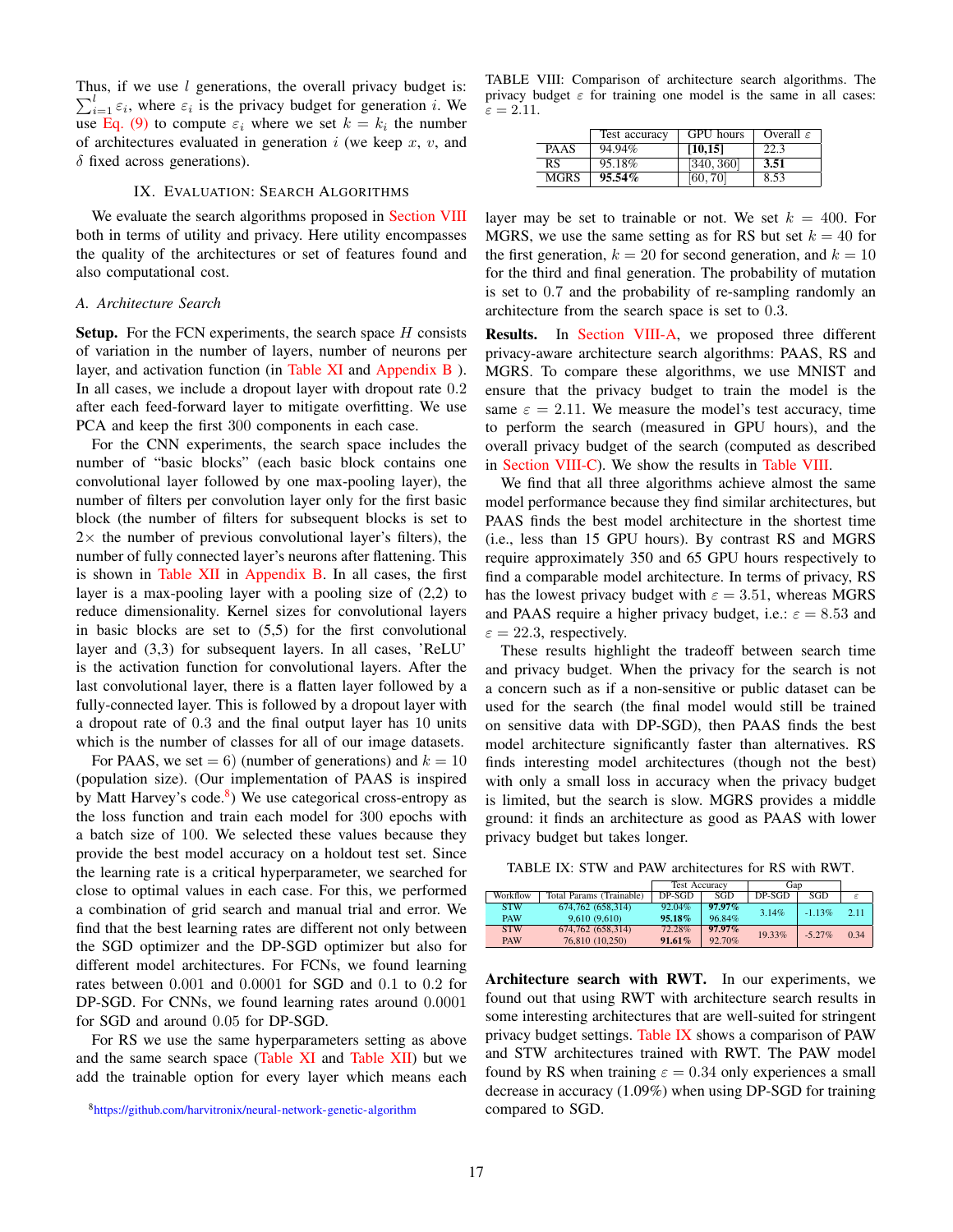Thus, if we use $l$ generations, the overall privacy budget is: $\sum_{i=1}^{l} \varepsilon_i$, where $\varepsilon_i$ is the privacy budget for generation $i$. We use Eq. (9) to compute $\varepsilon_i$ where we set $k = k_i$ the number of architectures evaluated in generation $i$ (we keep $x$, $v$, and $\delta$ fixed across generations).

## IX. Evaluation: Search Algorithms

We evaluate the search algorithms proposed in Section VIII both in terms of utility and privacy. Here utility encompasses the quality of the architectures or set of features found and also computational cost.

### A. Architecture Search

**Setup.** For the FCN experiments, the search space $H$ consists of variation in the number of layers, number of neurons per layer, and activation function (in Table XI and Appendix B ). In all cases, we include a dropout layer with dropout rate 0.2 after each feed-forward layer to mitigate overfitting. We use PCA and keep the first 300 components in each case.

For the CNN experiments, the search space includes the number of "basic blocks" (each basic block contains one convolutional layer followed by one max-pooling layer), the number of filters per convolution layer only for the first basic block (the number of filters for subsequent blocks is set to $2\times$ the number of previous convolutional layer's filters), the number of fully connected layer's neurons after flattening. This is shown in Table XII in Appendix B. In all cases, the first layer is a max-pooling layer with a pooling size of (2,2) to reduce dimensionality. Kernel sizes for convolutional layers in basic blocks are set to (5,5) for the first convolutional layer and (3,3) for subsequent layers. In all cases, 'ReLU' is the activation function for convolutional layers. After the last convolutional layer, there is a flatten layer followed by a fully-connected layer. This is followed by a dropout layer with a dropout rate of 0.3 and the final output layer has 10 units which is the number of classes for all of our image datasets.

For PAAS, we set $= 6)$ (number of generations) and $k = 10$ (population size). (Our implementation of PAAS is inspired by Matt Harvey's code.[8]) We use categorical cross-entropy as the loss function and train each model for 300 epochs with a batch size of 100. We selected these values because they provide the best model accuracy on a holdout test set. Since the learning rate is a critical hyperparameter, we searched for close to optimal values in each case. For this, we performed a combination of grid search and manual trial and error. We find that the best learning rates are different not only between the SGD optimizer and the DP-SGD optimizer but also for different model architectures. For FCNs, we found learning rates between 0.001 and 0.0001 for SGD and 0.1 to 0.2 for DP-SGD. For CNNs, we found learning rates around 0.0001 for SGD and around 0.05 for DP-SGD.

For RS we use the same hyperparameters setting as above and the same search space (Table XI and Table XII) but we add the trainable option for every layer which means each layer may be set to trainable or not. We set $k = 400$. For MGRS, we use the same setting as for RS but set $k = 40$ for the first generation, $k = 20$ for second generation, and $k = 10$ for the third and final generation. The probability of mutation is set to 0.7 and the probability of re-sampling randomly an architecture from the search space is set to 0.3.

[8] https://github.com/harvitronix/neural-network-genetic-algorithm

TABLE VIII: Comparison of architecture search algorithms. The privacy budget $\varepsilon$ for training one model is the same in all cases: $\varepsilon = 2.11$.

| | Test accuracy | GPU hours | Overall $\varepsilon$ |
|---|---|---|---|
| PAAS | 94.94% | **[10,15]** | 22.3 |
| RS | 95.18% | [340, 360] | **3.51** |
| MGRS | **95.54%** | [60, 70] | 8.53 |

**Results.** In Section VIII-A, we proposed three different privacy-aware architecture search algorithms: PAAS, RS and MGRS. To compare these algorithms, we use MNIST and ensure that the privacy budget to train the model is the same $\varepsilon = 2.11$. We measure the model's test accuracy, time to perform the search (measured in GPU hours), and the overall privacy budget of the search (computed as described in Section VIII-C). We show the results in Table VIII.

We find that all three algorithms achieve almost the same model performance because they find similar architectures, but PAAS finds the best model architecture in the shortest time (i.e., less than 15 GPU hours). By contrast RS and MGRS require approximately 350 and 65 GPU hours respectively to find a comparable model architecture. In terms of privacy, RS has the lowest privacy budget with $\varepsilon = 3.51$, whereas MGRS and PAAS require a higher privacy budget, i.e.: $\varepsilon = 8.53$ and $\varepsilon = 22.3$, respectively.

These results highlight the tradeoff between search time and privacy budget. When the privacy for the search is not a concern such as if a non-sensitive or public dataset can be used for the search (the final model would still be trained on sensitive data with DP-SGD), then PAAS finds the best model architecture significantly faster than alternatives. RS finds interesting model architectures (though not the best) with only a small loss in accuracy when the privacy budget is limited, but the search is slow. MGRS provides a middle ground: it finds an architecture as good as PAAS with lower privacy budget but takes longer.

TABLE IX: STW and PAW architectures for RS with RWT.

| | | Test Accuracy | | Gap | | |
|---|---|---|---|---|---|---|
| Workflow | Total Params (Trainable) | DP-SGD | SGD | DP-SGD | SGD | $\varepsilon$ |
| STW | 674,762 (658,314) | 92.04% | **97.97%** | 3.14% | -1.13% | 2.11 |
| PAW | 9,610 (9,610) | **95.18%** | 96.84% | | | |
| STW | 674,762 (658,314) | 72.28% | **97.97%** | 19.33% | -5.27% | 0.34 |
| PAW | 76,810 (10,250) | **91.61%** | 92.70% | | | |

**Architecture search with RWT.** In our experiments, we found out that using RWT with architecture search results in some interesting architectures that are well-suited for stringent privacy budget settings. Table IX shows a comparison of PAW and STW architectures trained with RWT. The PAW model found by RS when training $\varepsilon = 0.34$ only experiences a small decrease in accuracy (1.09%) when using DP-SGD for training compared to SGD.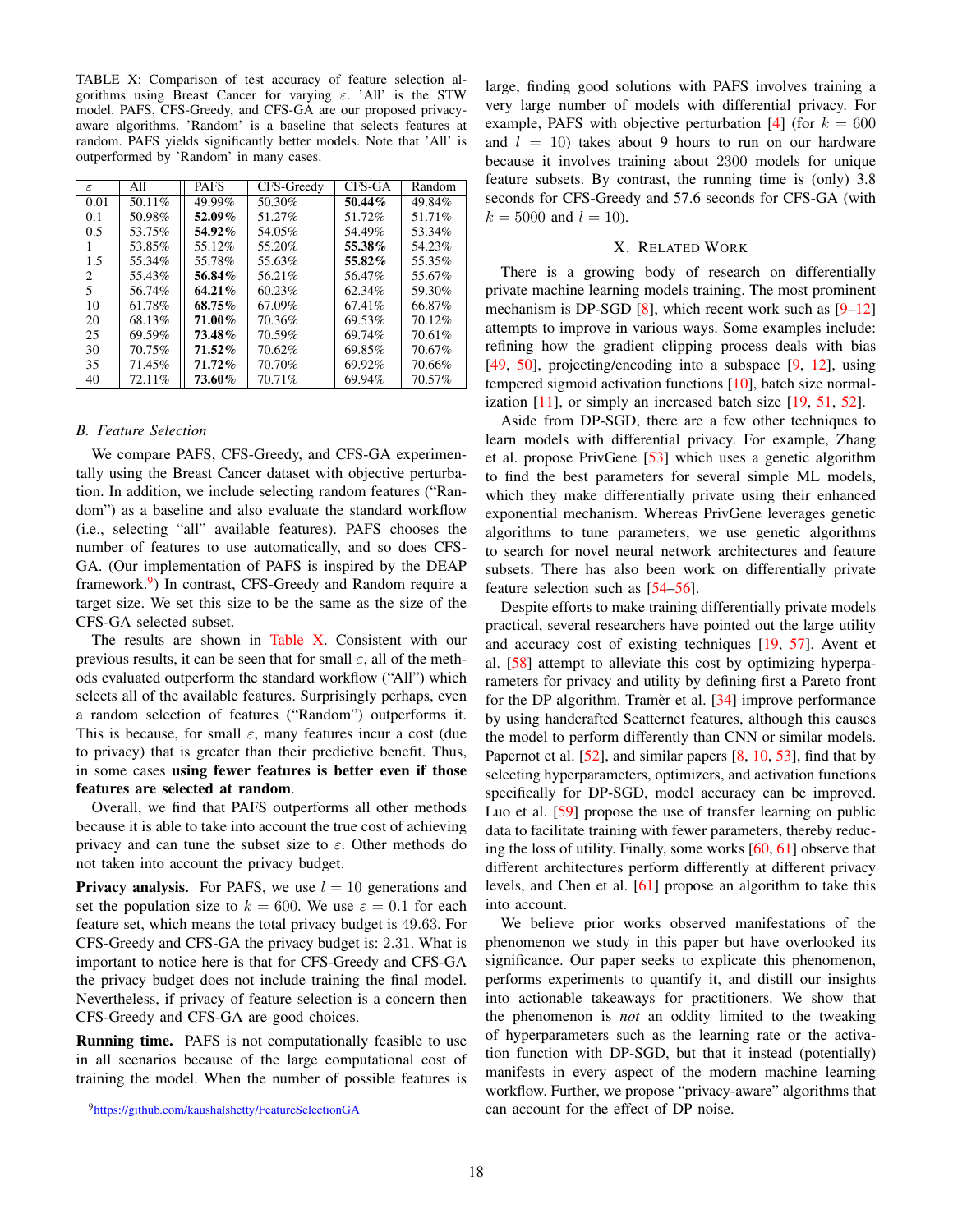TABLE X: Comparison of test accuracy of feature selection algorithms using Breast Cancer for varying $\varepsilon$. 'All' is the STW model. PAFS, CFS-Greedy, and CFS-GA are our proposed privacy-aware algorithms. 'Random' is a baseline that selects features at random. PAFS yields significantly better models. Note that 'All' is outperformed by 'Random' in many cases.

| $\varepsilon$ | All | PAFS | CFS-Greedy | CFS-GA | Random |
|---|---|---|---|---|---|
| 0.01 | 50.11% | 49.99% | 50.30% | **50.44%** | 49.84% |
| 0.1 | 50.98% | **52.09%** | 51.27% | 51.72% | 51.71% |
| 0.5 | 53.75% | **54.92%** | 54.05% | 54.49% | 53.34% |
| 1 | 53.85% | 55.12% | 55.20% | **55.38%** | 54.23% |
| 1.5 | 55.34% | 55.78% | 55.63% | **55.82%** | 55.35% |
| 2 | 55.43% | **56.84%** | 56.21% | 56.47% | 55.67% |
| 5 | 56.74% | **64.21%** | 60.23% | 62.34% | 59.30% |
| 10 | 61.78% | **68.75%** | 67.09% | 67.41% | 66.87% |
| 20 | 68.13% | **71.00%** | 70.36% | 69.53% | 70.12% |
| 25 | 69.59% | **73.48%** | 70.59% | 69.74% | 70.61% |
| 30 | 70.75% | **71.52%** | 70.62% | 69.85% | 70.67% |
| 35 | 71.45% | **71.72%** | 70.70% | 69.92% | 70.66% |
| 40 | 72.11% | **73.60%** | 70.71% | 69.94% | 70.57% |

### B. Feature Selection

We compare PAFS, CFS-Greedy, and CFS-GA experimentally using the Breast Cancer dataset with objective perturbation. In addition, we include selecting random features ("Random") as a baseline and also evaluate the standard workflow (i.e., selecting "all" available features). PAFS chooses the number of features to use automatically, and so does CFS-GA. (Our implementation of PAFS is inspired by the DEAP framework.[9]) In contrast, CFS-Greedy and Random require a target size. We set this size to be the same as the size of the CFS-GA selected subset.

The results are shown in Table X. Consistent with our previous results, it can be seen that for small $\varepsilon$, all of the methods evaluated outperform the standard workflow ("All") which selects all of the available features. Surprisingly perhaps, even a random selection of features ("Random") outperforms it. This is because, for small $\varepsilon$, many features incur a cost (due to privacy) that is greater than their predictive benefit. Thus, in some cases **using fewer features is better even if those features are selected at random**.

Overall, we find that PAFS outperforms all other methods because it is able to take into account the true cost of achieving privacy and can tune the subset size to $\varepsilon$. Other methods do not taken into account the privacy budget.

**Privacy analysis.** For PAFS, we use $l = 10$ generations and set the population size to $k = 600$. We use $\varepsilon = 0.1$ for each feature set, which means the total privacy budget is 49.63. For CFS-Greedy and CFS-GA the privacy budget is: 2.31. What is important to notice here is that for CFS-Greedy and CFS-GA the privacy budget does not include training the final model. Nevertheless, if privacy of feature selection is a concern then CFS-Greedy and CFS-GA are good choices.

**Running time.** PAFS is not computationally feasible to use in all scenarios because of the large computational cost of training the model. When the number of possible features is large, finding good solutions with PAFS involves training a very large number of models with differential privacy. For example, PAFS with objective perturbation [4] (for $k = 600$ and $l = 10$) takes about 9 hours to run on our hardware because it involves training about 2300 models for unique feature subsets. By contrast, the running time is (only) 3.8 seconds for CFS-Greedy and 57.6 seconds for CFS-GA (with $k = 5000$ and $l = 10$).

[9] https://github.com/kaushalshetty/FeatureSelectionGA

## X. Related Work

There is a growing body of research on differentially private machine learning models training. The most prominent mechanism is DP-SGD [8], which recent work such as [9–12] attempts to improve in various ways. Some examples include: refining how the gradient clipping process deals with bias [49, 50], projecting/encoding into a subspace [9, 12], using tempered sigmoid activation functions [10], batch size normalization [11], or simply an increased batch size [19, 51, 52].

Aside from DP-SGD, there are a few other techniques to learn models with differential privacy. For example, Zhang et al. propose PrivGene [53] which uses a genetic algorithm to find the best parameters for several simple ML models, which they make differentially private using their enhanced exponential mechanism. Whereas PrivGene leverages genetic algorithms to tune parameters, we use genetic algorithms to search for novel neural network architectures and feature subsets. There has also been work on differentially private feature selection such as [54–56].

Despite efforts to make training differentially private models practical, several researchers have pointed out the large utility and accuracy cost of existing techniques [19, 57]. Avent et al. [58] attempt to alleviate this cost by optimizing hyperparameters for privacy and utility by defining first a Pareto front for the DP algorithm. Tramèr et al. [34] improve performance by using handcrafted Scatternet features, although this causes the model to perform differently than CNN or similar models. Papernot et al. [52], and similar papers [8, 10, 53], find that by selecting hyperparameters, optimizers, and activation functions specifically for DP-SGD, model accuracy can be improved. Luo et al. [59] propose the use of transfer learning on public data to facilitate training with fewer parameters, thereby reducing the loss of utility. Finally, some works [60, 61] observe that different architectures perform differently at different privacy levels, and Chen et al. [61] propose an algorithm to take this into account.

We believe prior works observed manifestations of the phenomenon we study in this paper but have overlooked its significance. Our paper seeks to explicate this phenomenon, performs experiments to quantify it, and distill our insights into actionable takeaways for practitioners. We show that the phenomenon is *not* an oddity limited to the tweaking of hyperparameters such as the learning rate or the activation function with DP-SGD, but that it instead (potentially) manifests in every aspect of the modern machine learning workflow. Further, we propose "privacy-aware" algorithms that can account for the effect of DP noise.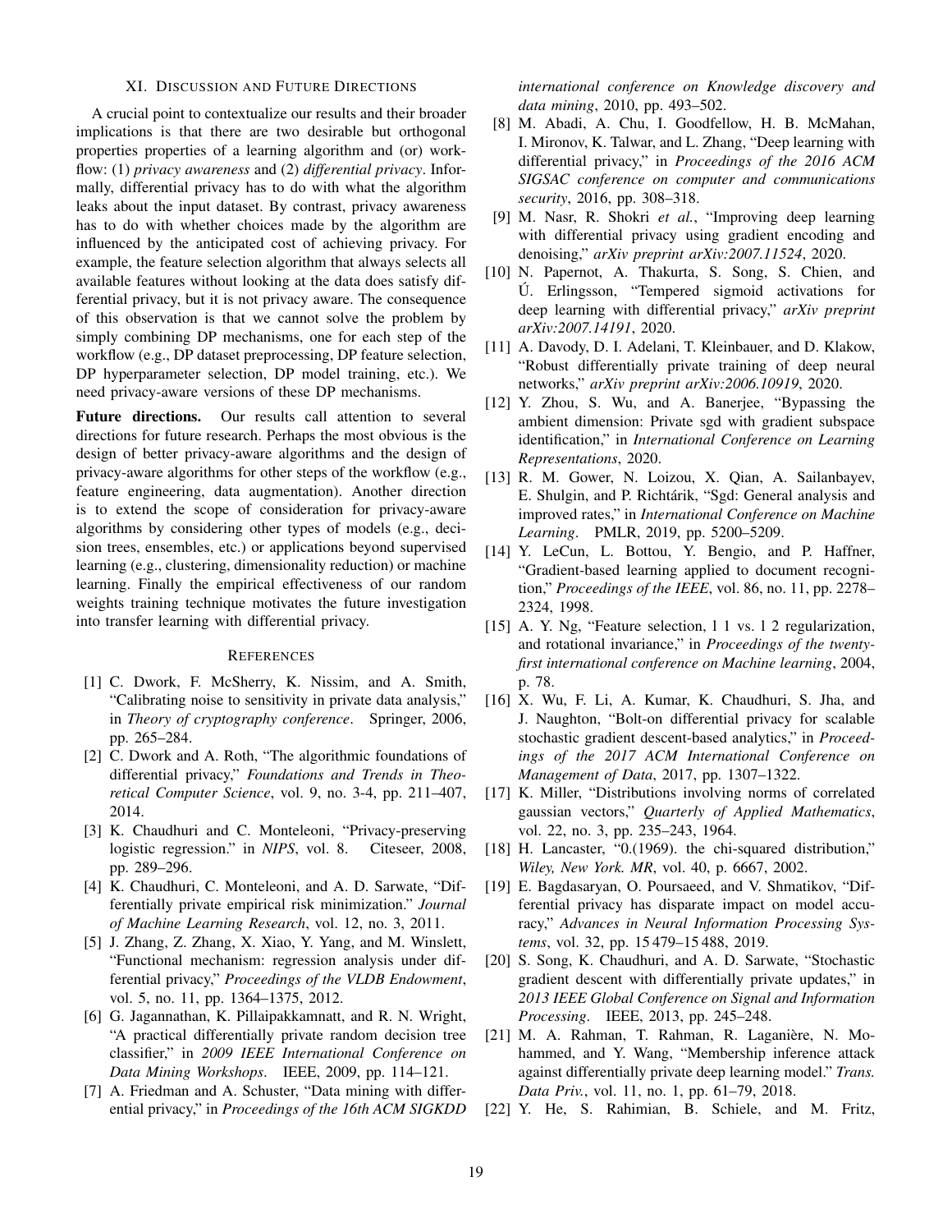## XI. Discussion and Future Directions

A crucial point to contextualize our results and their broader implications is that there are two desirable but orthogonal properties properties of a learning algorithm and (or) workflow: (1) *privacy awareness* and (2) *differential privacy*. Informally, differential privacy has to do with what the algorithm leaks about the input dataset. By contrast, privacy awareness has to do with whether choices made by the algorithm are influenced by the anticipated cost of achieving privacy. For example, the feature selection algorithm that always selects all available features without looking at the data does satisfy differential privacy, but it is not privacy aware. The consequence of this observation is that we cannot solve the problem by simply combining DP mechanisms, one for each step of the workflow (e.g., DP dataset preprocessing, DP feature selection, DP hyperparameter selection, DP model training, etc.). We need privacy-aware versions of these DP mechanisms.

**Future directions.** Our results call attention to several directions for future research. Perhaps the most obvious is the design of better privacy-aware algorithms and the design of privacy-aware algorithms for other steps of the workflow (e.g., feature engineering, data augmentation). Another direction is to extend the scope of consideration for privacy-aware algorithms by considering other types of models (e.g., decision trees, ensembles, etc.) or applications beyond supervised learning (e.g., clustering, dimensionality reduction) or machine learning. Finally the empirical effectiveness of our random weights training technique motivates the future investigation into transfer learning with differential privacy.

## References

[1] C. Dwork, F. McSherry, K. Nissim, and A. Smith, "Calibrating noise to sensitivity in private data analysis," in *Theory of cryptography conference*. Springer, 2006, pp. 265–284.

[2] C. Dwork and A. Roth, "The algorithmic foundations of differential privacy," *Foundations and Trends in Theoretical Computer Science*, vol. 9, no. 3-4, pp. 211–407, 2014.

[3] K. Chaudhuri and C. Monteleoni, "Privacy-preserving logistic regression." in *NIPS*, vol. 8. Citeseer, 2008, pp. 289–296.

[4] K. Chaudhuri, C. Monteleoni, and A. D. Sarwate, "Differentially private empirical risk minimization." *Journal of Machine Learning Research*, vol. 12, no. 3, 2011.

[5] J. Zhang, Z. Zhang, X. Xiao, Y. Yang, and M. Winslett, "Functional mechanism: regression analysis under differential privacy," *Proceedings of the VLDB Endowment*, vol. 5, no. 11, pp. 1364–1375, 2012.

[6] G. Jagannathan, K. Pillaipakkamnatt, and R. N. Wright, "A practical differentially private random decision tree classifier," in *2009 IEEE International Conference on Data Mining Workshops*. IEEE, 2009, pp. 114–121.

[7] A. Friedman and A. Schuster, "Data mining with differential privacy," in *Proceedings of the 16th ACM SIGKDD international conference on Knowledge discovery and data mining*, 2010, pp. 493–502.

[8] M. Abadi, A. Chu, I. Goodfellow, H. B. McMahan, I. Mironov, K. Talwar, and L. Zhang, "Deep learning with differential privacy," in *Proceedings of the 2016 ACM SIGSAC conference on computer and communications security*, 2016, pp. 308–318.

[9] M. Nasr, R. Shokri *et al.*, "Improving deep learning with differential privacy using gradient encoding and denoising," *arXiv preprint arXiv:2007.11524*, 2020.

[10] N. Papernot, A. Thakurta, S. Song, S. Chien, and Ú. Erlingsson, "Tempered sigmoid activations for deep learning with differential privacy," *arXiv preprint arXiv:2007.14191*, 2020.

[11] A. Davody, D. I. Adelani, T. Kleinbauer, and D. Klakow, "Robust differentially private training of deep neural networks," *arXiv preprint arXiv:2006.10919*, 2020.

[12] Y. Zhou, S. Wu, and A. Banerjee, "Bypassing the ambient dimension: Private sgd with gradient subspace identification," in *International Conference on Learning Representations*, 2020.

[13] R. M. Gower, N. Loizou, X. Qian, A. Sailanbayev, E. Shulgin, and P. Richtárik, "Sgd: General analysis and improved rates," in *International Conference on Machine Learning*. PMLR, 2019, pp. 5200–5209.

[14] Y. LeCun, L. Bottou, Y. Bengio, and P. Haffner, "Gradient-based learning applied to document recognition," *Proceedings of the IEEE*, vol. 86, no. 11, pp. 2278–2324, 1998.

[15] A. Y. Ng, "Feature selection, l 1 vs. l 2 regularization, and rotational invariance," in *Proceedings of the twenty-first international conference on Machine learning*, 2004, p. 78.

[16] X. Wu, F. Li, A. Kumar, K. Chaudhuri, S. Jha, and J. Naughton, "Bolt-on differential privacy for scalable stochastic gradient descent-based analytics," in *Proceedings of the 2017 ACM International Conference on Management of Data*, 2017, pp. 1307–1322.

[17] K. Miller, "Distributions involving norms of correlated gaussian vectors," *Quarterly of Applied Mathematics*, vol. 22, no. 3, pp. 235–243, 1964.

[18] H. Lancaster, "0.(1969). the chi-squared distribution," *Wiley, New York. MR*, vol. 40, p. 6667, 2002.

[19] E. Bagdasaryan, O. Poursaeed, and V. Shmatikov, "Differential privacy has disparate impact on model accuracy," *Advances in Neural Information Processing Systems*, vol. 32, pp. 15 479–15 488, 2019.

[20] S. Song, K. Chaudhuri, and A. D. Sarwate, "Stochastic gradient descent with differentially private updates," in *2013 IEEE Global Conference on Signal and Information Processing*. IEEE, 2013, pp. 245–248.

[21] M. A. Rahman, T. Rahman, R. Laganière, N. Mohammed, and Y. Wang, "Membership inference attack against differentially private deep learning model." *Trans. Data Priv.*, vol. 11, no. 1, pp. 61–79, 2018.

[22] Y. He, S. Rahimian, B. Schiele, and M. Fritz,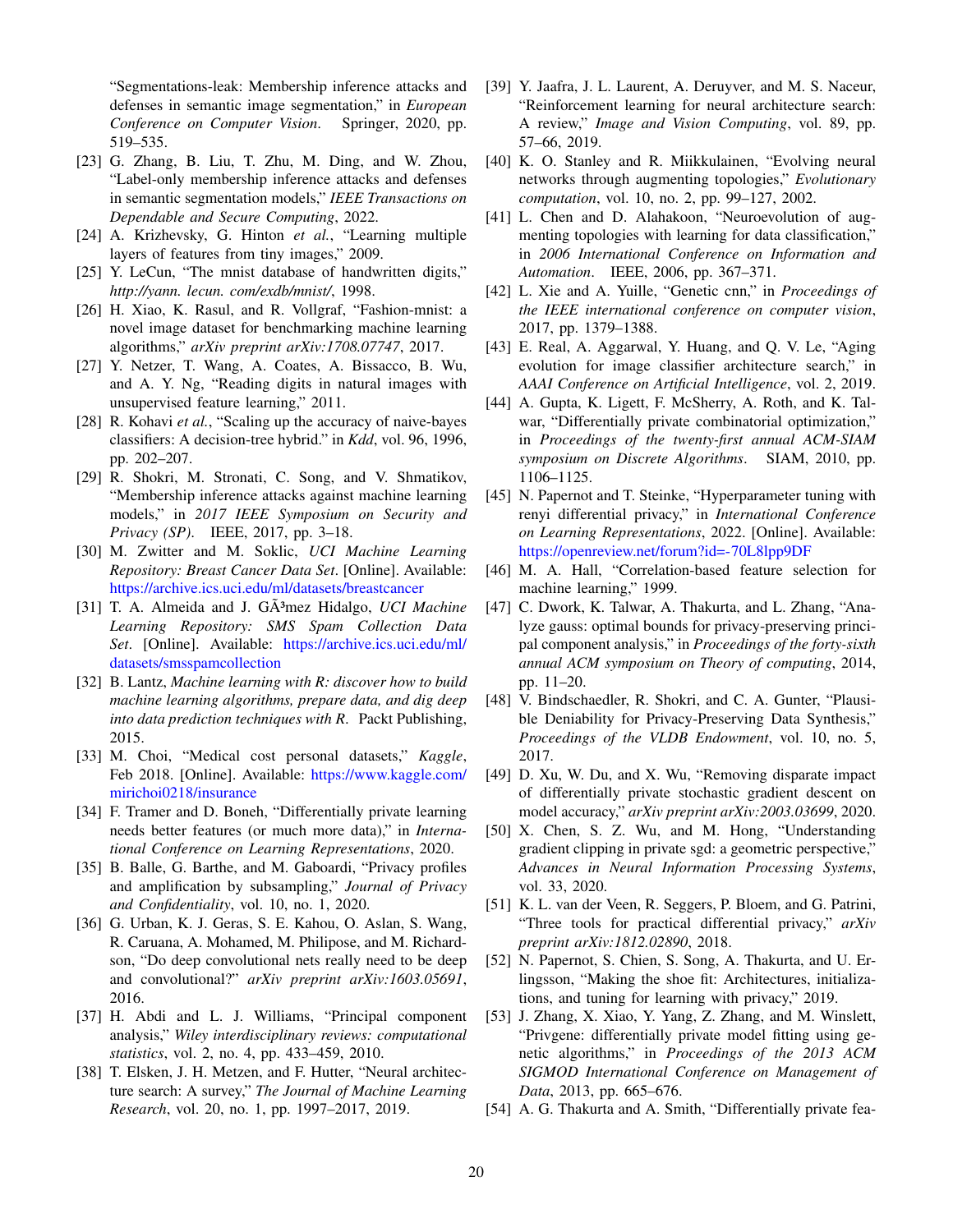"Segmentations-leak: Membership inference attacks and defenses in semantic image segmentation," in *European Conference on Computer Vision*. Springer, 2020, pp. 519–535.

[23] G. Zhang, B. Liu, T. Zhu, M. Ding, and W. Zhou, "Label-only membership inference attacks and defenses in semantic segmentation models," *IEEE Transactions on Dependable and Secure Computing*, 2022.

[24] A. Krizhevsky, G. Hinton *et al.*, "Learning multiple layers of features from tiny images," 2009.

[25] Y. LeCun, "The mnist database of handwritten digits," *http://yann. lecun. com/exdb/mnist/*, 1998.

[26] H. Xiao, K. Rasul, and R. Vollgraf, "Fashion-mnist: a novel image dataset for benchmarking machine learning algorithms," *arXiv preprint arXiv:1708.07747*, 2017.

[27] Y. Netzer, T. Wang, A. Coates, A. Bissacco, B. Wu, and A. Y. Ng, "Reading digits in natural images with unsupervised feature learning," 2011.

[28] R. Kohavi *et al.*, "Scaling up the accuracy of naive-bayes classifiers: A decision-tree hybrid." in *Kdd*, vol. 96, 1996, pp. 202–207.

[29] R. Shokri, M. Stronati, C. Song, and V. Shmatikov, "Membership inference attacks against machine learning models," in *2017 IEEE Symposium on Security and Privacy (SP)*. IEEE, 2017, pp. 3–18.

[30] M. Zwitter and M. Soklic, *UCI Machine Learning Repository: Breast Cancer Data Set*. [Online]. Available: https://archive.ics.uci.edu/ml/datasets/breastcancer

[31] T. A. Almeida and J. GÃ³mez Hidalgo, *UCI Machine Learning Repository: SMS Spam Collection Data Set*. [Online]. Available: https://archive.ics.uci.edu/ml/datasets/smsspamcollection

[32] B. Lantz, *Machine learning with R: discover how to build machine learning algorithms, prepare data, and dig deep into data prediction techniques with R*. Packt Publishing, 2015.

[33] M. Choi, "Medical cost personal datasets," *Kaggle*, Feb 2018. [Online]. Available: https://www.kaggle.com/mirichoi0218/insurance

[34] F. Tramer and D. Boneh, "Differentially private learning needs better features (or much more data)," in *International Conference on Learning Representations*, 2020.

[35] B. Balle, G. Barthe, and M. Gaboardi, "Privacy profiles and amplification by subsampling," *Journal of Privacy and Confidentiality*, vol. 10, no. 1, 2020.

[36] G. Urban, K. J. Geras, S. E. Kahou, O. Aslan, S. Wang, R. Caruana, A. Mohamed, M. Philipose, and M. Richardson, "Do deep convolutional nets really need to be deep and convolutional?" *arXiv preprint arXiv:1603.05691*, 2016.

[37] H. Abdi and L. J. Williams, "Principal component analysis," *Wiley interdisciplinary reviews: computational statistics*, vol. 2, no. 4, pp. 433–459, 2010.

[38] T. Elsken, J. H. Metzen, and F. Hutter, "Neural architecture search: A survey," *The Journal of Machine Learning Research*, vol. 20, no. 1, pp. 1997–2017, 2019.

[39] Y. Jaafra, J. L. Laurent, A. Deruyver, and M. S. Naceur, "Reinforcement learning for neural architecture search: A review," *Image and Vision Computing*, vol. 89, pp. 57–66, 2019.

[40] K. O. Stanley and R. Miikkulainen, "Evolving neural networks through augmenting topologies," *Evolutionary computation*, vol. 10, no. 2, pp. 99–127, 2002.

[41] L. Chen and D. Alahakoon, "Neuroevolution of augmenting topologies with learning for data classification," in *2006 International Conference on Information and Automation*. IEEE, 2006, pp. 367–371.

[42] L. Xie and A. Yuille, "Genetic cnn," in *Proceedings of the IEEE international conference on computer vision*, 2017, pp. 1379–1388.

[43] E. Real, A. Aggarwal, Y. Huang, and Q. V. Le, "Aging evolution for image classifier architecture search," in *AAAI Conference on Artificial Intelligence*, vol. 2, 2019.

[44] A. Gupta, K. Ligett, F. McSherry, A. Roth, and K. Talwar, "Differentially private combinatorial optimization," in *Proceedings of the twenty-first annual ACM-SIAM symposium on Discrete Algorithms*. SIAM, 2010, pp. 1106–1125.

[45] N. Papernot and T. Steinke, "Hyperparameter tuning with renyi differential privacy," in *International Conference on Learning Representations*, 2022. [Online]. Available: https://openreview.net/forum?id=-70L8lpp9DF

[46] M. A. Hall, "Correlation-based feature selection for machine learning," 1999.

[47] C. Dwork, K. Talwar, A. Thakurta, and L. Zhang, "Analyze gauss: optimal bounds for privacy-preserving principal component analysis," in *Proceedings of the forty-sixth annual ACM symposium on Theory of computing*, 2014, pp. 11–20.

[48] V. Bindschaedler, R. Shokri, and C. A. Gunter, "Plausible Deniability for Privacy-Preserving Data Synthesis," *Proceedings of the VLDB Endowment*, vol. 10, no. 5, 2017.

[49] D. Xu, W. Du, and X. Wu, "Removing disparate impact of differentially private stochastic gradient descent on model accuracy," *arXiv preprint arXiv:2003.03699*, 2020.

[50] X. Chen, S. Z. Wu, and M. Hong, "Understanding gradient clipping in private sgd: a geometric perspective," *Advances in Neural Information Processing Systems*, vol. 33, 2020.

[51] K. L. van der Veen, R. Seggers, P. Bloem, and G. Patrini, "Three tools for practical differential privacy," *arXiv preprint arXiv:1812.02890*, 2018.

[52] N. Papernot, S. Chien, S. Song, A. Thakurta, and U. Erlingsson, "Making the shoe fit: Architectures, initializations, and tuning for learning with privacy," 2019.

[53] J. Zhang, X. Xiao, Y. Yang, Z. Zhang, and M. Winslett, "Privgene: differentially private model fitting using genetic algorithms," in *Proceedings of the 2013 ACM SIGMOD International Conference on Management of Data*, 2013, pp. 665–676.

[54] A. G. Thakurta and A. Smith, "Differentially private fea-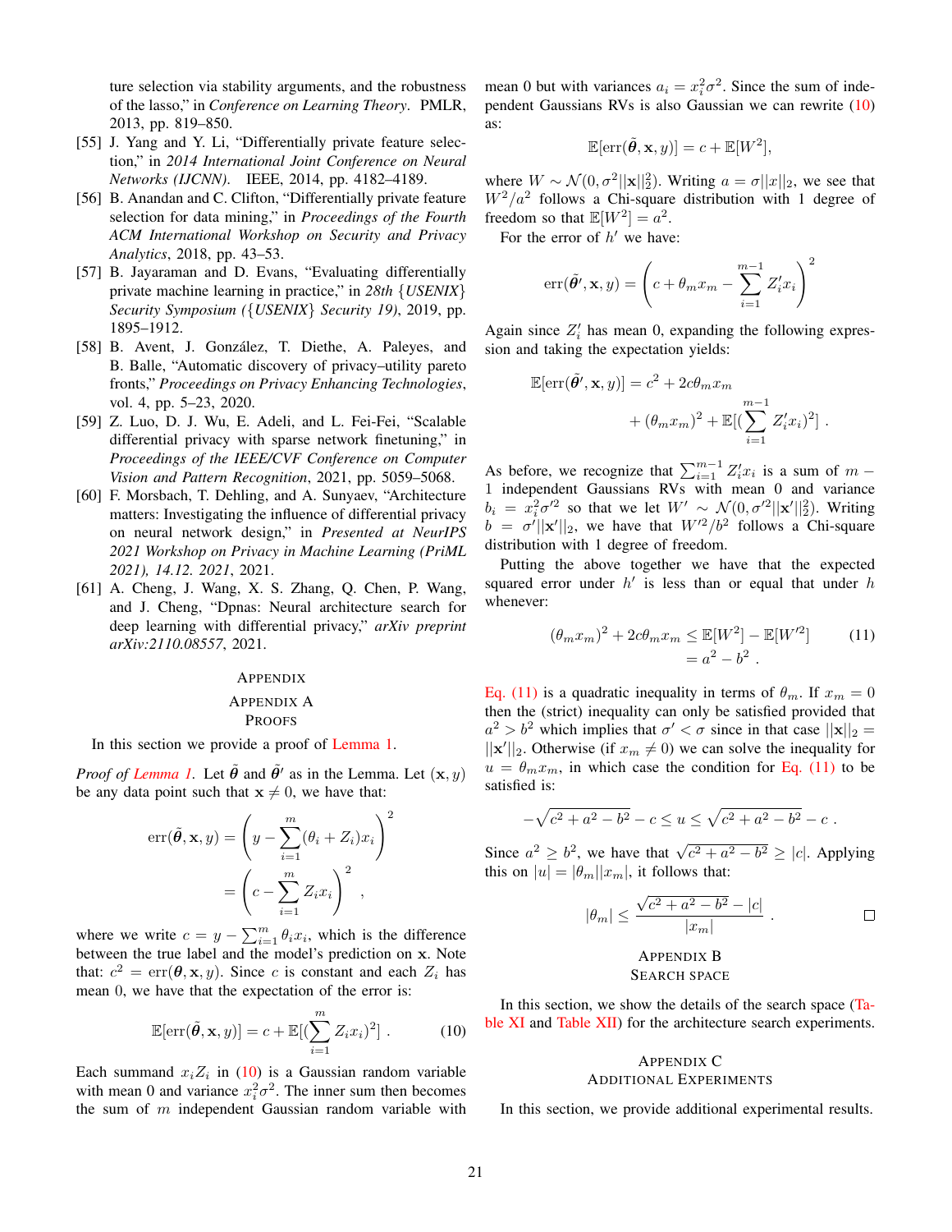ture selection via stability arguments, and the robustness of the lasso," in *Conference on Learning Theory*. PMLR, 2013, pp. 819–850.

[55] J. Yang and Y. Li, "Differentially private feature selection," in *2014 International Joint Conference on Neural Networks (IJCNN)*. IEEE, 2014, pp. 4182–4189.

[56] B. Anandan and C. Clifton, "Differentially private feature selection for data mining," in *Proceedings of the Fourth ACM International Workshop on Security and Privacy Analytics*, 2018, pp. 43–53.

[57] B. Jayaraman and D. Evans, "Evaluating differentially private machine learning in practice," in *28th {USENIX} Security Symposium ({USENIX} Security 19)*, 2019, pp. 1895–1912.

[58] B. Avent, J. González, T. Diethe, A. Paleyes, and B. Balle, "Automatic discovery of privacy–utility pareto fronts," *Proceedings on Privacy Enhancing Technologies*, vol. 4, pp. 5–23, 2020.

[59] Z. Luo, D. J. Wu, E. Adeli, and L. Fei-Fei, "Scalable differential privacy with sparse network finetuning," in *Proceedings of the IEEE/CVF Conference on Computer Vision and Pattern Recognition*, 2021, pp. 5059–5068.

[60] F. Morsbach, T. Dehling, and A. Sunyaev, "Architecture matters: Investigating the influence of differential privacy on neural network design," in *Presented at NeurIPS 2021 Workshop on Privacy in Machine Learning (PriML 2021), 14.12. 2021*, 2021.

[61] A. Cheng, J. Wang, X. S. Zhang, Q. Chen, P. Wang, and J. Cheng, "Dpnas: Neural architecture search for deep learning with differential privacy," *arXiv preprint arXiv:2110.08557*, 2021.

# Appendix

## Appendix A
## Proofs

In this section we provide a proof of Lemma 1.

*Proof of Lemma 1.* Let $\tilde{\boldsymbol{\theta}}$ and $\tilde{\boldsymbol{\theta}}'$ as in the Lemma. Let $(\mathbf{x}, y)$ be any data point such that $\mathbf{x} \neq 0$, we have that:

$$\text{err}(\tilde{\boldsymbol{\theta}}, \mathbf{x}, y) = \left( y - \sum_{i=1}^{m} (\theta_i + Z_i) x_i \right)^2 = \left( c - \sum_{i=1}^{m} Z_i x_i \right)^2 ,$$

where we write $c = y - \sum_{i=1}^{m} \theta_i x_i$, which is the difference between the true label and the model's prediction on $\mathbf{x}$. Note that: $c^2 = \text{err}(\boldsymbol{\theta}, \mathbf{x}, y)$. Since $c$ is constant and each $Z_i$ has mean 0, we have that the expectation of the error is:

$$\mathbb{E}[\text{err}(\tilde{\boldsymbol{\theta}}, \mathbf{x}, y)] = c + \mathbb{E}[(\sum_{i=1}^{m} Z_i x_i)^2] . \tag{10}$$

Each summand $x_i Z_i$ in (10) is a Gaussian random variable with mean 0 and variance $x_i^2 \sigma^2$. The inner sum then becomes the sum of $m$ independent Gaussian random variable with mean 0 but with variances $a_i = x_i^2 \sigma^2$. Since the sum of independent Gaussians RVs is also Gaussian we can rewrite (10) as:

$$\mathbb{E}[\text{err}(\tilde{\boldsymbol{\theta}}, \mathbf{x}, y)] = c + \mathbb{E}[W^2],$$

where $W \sim \mathcal{N}(0, \sigma^2 ||\mathbf{x}||_2^2)$. Writing $a = \sigma ||x||_2$, we see that $W^2/a^2$ follows a Chi-square distribution with 1 degree of freedom so that $\mathbb{E}[W^2] = a^2$.

For the error of $h'$ we have:

$$\text{err}(\tilde{\boldsymbol{\theta}}', \mathbf{x}, y) = \left( c + \theta_m x_m - \sum_{i=1}^{m-1} Z_i' x_i \right)^2$$

Again since $Z_i'$ has mean 0, expanding the following expression and taking the expectation yields:

$$\mathbb{E}[\text{err}(\tilde{\boldsymbol{\theta}}', \mathbf{x}, y)] = c^2 + 2c\theta_m x_m + (\theta_m x_m)^2 + \mathbb{E}[(\sum_{i=1}^{m-1} Z_i' x_i)^2] .$$

As before, we recognize that $\sum_{i=1}^{m-1} Z_i' x_i$ is a sum of $m-1$ independent Gaussians RVs with mean 0 and variance $b_i = x_i^2 \sigma'^2$ so that we let $W' \sim \mathcal{N}(0, \sigma'^2 ||\mathbf{x}'||_2^2)$. Writing $b = \sigma' ||\mathbf{x}'||_2$, we have that $W'^2/b^2$ follows a Chi-square distribution with 1 degree of freedom.

Putting the above together we have that the expected squared error under $h'$ is less than or equal that under $h$ whenever:

$$(\theta_m x_m)^2 + 2c\theta_m x_m \leq \mathbb{E}[W^2] - \mathbb{E}[W'^2] = a^2 - b^2 . \tag{11}$$

Eq. (11) is a quadratic inequality in terms of $\theta_m$. If $x_m = 0$ then the (strict) inequality can only be satisfied provided that $a^2 > b^2$ which implies that $\sigma' < \sigma$ since in that case $||\mathbf{x}||_2 = ||\mathbf{x}'||_2$. Otherwise (if $x_m \neq 0$) we can solve the inequality for $u = \theta_m x_m$, in which case the condition for Eq. (11) to be satisfied is:

$$-\sqrt{c^2 + a^2 - b^2} - c \leq u \leq \sqrt{c^2 + a^2 - b^2} - c .$$

Since $a^2 \geq b^2$, we have that $\sqrt{c^2 + a^2 - b^2} \geq |c|$. Applying this on $|u| = |\theta_m||x_m|$, it follows that:

$$|\theta_m| \leq \frac{\sqrt{c^2 + a^2 - b^2} - |c|}{|x_m|} . \qquad \square$$

## Appendix B
## Search Space

In this section, we show the details of the search space (Table XI and Table XII) for the architecture search experiments.

## Appendix C
## Additional Experiments

In this section, we provide additional experimental results.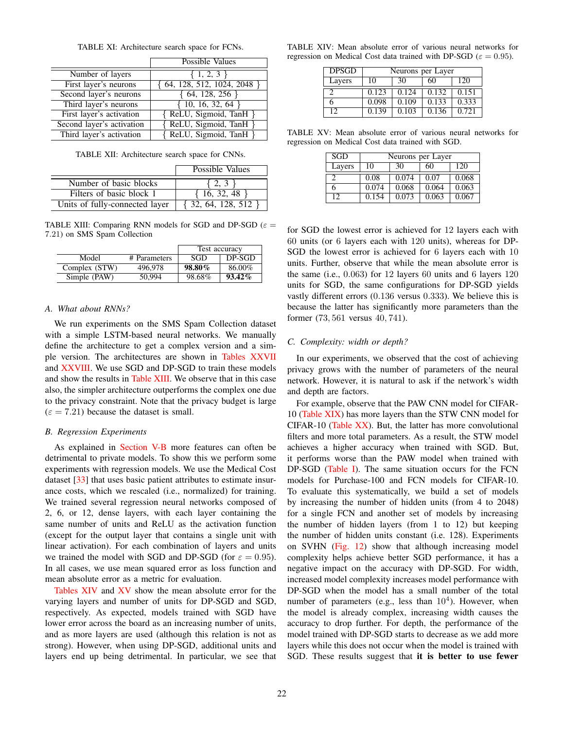TABLE XI: Architecture search space for FCNs.

| | Possible Values |
|---|---|
| Number of layers | { 1, 2, 3 } |
| First layer's neurons | { 64, 128, 512, 1024, 2048 } |
| Second layer's neurons | { 64, 128, 256 } |
| Third layer's neurons | { 10, 16, 32, 64 } |
| First layer's activation | { ReLU, Sigmoid, TanH } |
| Second layer's activation | { ReLU, Sigmoid, TanH } |
| Third layer's activation | { ReLU, Sigmoid, TanH } |

TABLE XII: Architecture search space for CNNs.

| | Possible Values |
|---|---|
| Number of basic blocks | { 2, 3 } |
| Filters of basic block 1 | { 16, 32, 48 } |
| Units of fully-connected layer | { 32, 64, 128, 512 } |

TABLE XIII: Comparing RNN models for SGD and DP-SGD ($\varepsilon = 7.21$) on SMS Spam Collection

| | | Test accuracy | |
|---|---|---|---|
| Model | # Parameters | SGD | DP-SGD |
| Complex (STW) | 496,978 | **98.80%** | 86.00% |
| Simple (PAW) | 50,994 | 98.68% | **93.42%** |

### A. What about RNNs?

We run experiments on the SMS Spam Collection dataset with a simple LSTM-based neural networks. We manually define the architecture to get a complex version and a simple version. The architectures are shown in Tables XXVII and XXVIII. We use SGD and DP-SGD to train these models and show the results in Table XIII. We observe that in this case also, the simpler architecture outperforms the complex one due to the privacy constraint. Note that the privacy budget is large ($\varepsilon = 7.21$) because the dataset is small.

### B. Regression Experiments

As explained in Section V-B more features can often be detrimental to private models. To show this we perform some experiments with regression models. We use the Medical Cost dataset [33] that uses basic patient attributes to estimate insurance costs, which we rescaled (i.e., normalized) for training. We trained several regression neural networks composed of 2, 6, or 12, dense layers, with each layer containing the same number of units and ReLU as the activation function (except for the output layer that contains a single unit with linear activation). For each combination of layers and units we trained the model with SGD and DP-SGD (for $\varepsilon = 0.95$). In all cases, we use mean squared error as loss function and mean absolute error as a metric for evaluation.

Tables XIV and XV show the mean absolute error for the varying layers and number of units for DP-SGD and SGD, respectively. As expected, models trained with SGD have lower error across the board as an increasing number of units, and as more layers are used (although this relation is not as strong). However, when using DP-SGD, additional units and layers end up being detrimental. In particular, we see that

TABLE XIV: Mean absolute error of various neural networks for regression on Medical Cost data trained with DP-SGD ($\varepsilon = 0.95$).

| DPSGD | Neurons per Layer | | | |
|---|---|---|---|---|
| Layers | 10 | 30 | 60 | 120 |
| 2 | 0.123 | 0.124 | 0.132 | 0.151 |
| 6 | 0.098 | 0.109 | 0.133 | 0.333 |
| 12 | 0.139 | 0.103 | 0.136 | 0.721 |

TABLE XV: Mean absolute error of various neural networks for regression on Medical Cost data trained with SGD.

| SGD | Neurons per Layer | | | |
|---|---|---|---|---|
| Layers | 10 | 30 | 60 | 120 |
| 2 | 0.08 | 0.074 | 0.07 | 0.068 |
| 6 | 0.074 | 0.068 | 0.064 | 0.063 |
| 12 | 0.154 | 0.073 | 0.063 | 0.067 |

for SGD the lowest error is achieved for 12 layers each with 60 units (or 6 layers each with 120 units), whereas for DP-SGD the lowest error is achieved for 6 layers each with 10 units. Further, observe that while the mean absolute error is the same (i.e., 0.063) for 12 layers 60 units and 6 layers 120 units for SGD, the same configurations for DP-SGD yields vastly different errors (0.136 versus 0.333). We believe this is because the latter has significantly more parameters than the former (73,561 versus 40,741).

### C. Complexity: width or depth?

In our experiments, we observed that the cost of achieving privacy grows with the number of parameters of the neural network. However, it is natural to ask if the network's width and depth are factors.

For example, observe that the PAW CNN model for CIFAR-10 (Table XIX) has more layers than the STW CNN model for CIFAR-10 (Table XX). But, the latter has more convolutional filters and more total parameters. As a result, the STW model achieves a higher accuracy when trained with SGD. But, it performs worse than the PAW model when trained with DP-SGD (Table I). The same situation occurs for the FCN models for Purchase-100 and FCN models for CIFAR-10. To evaluate this systematically, we build a set of models by increasing the number of hidden units (from 4 to 2048) for a single FCN and another set of models by increasing the number of hidden layers (from 1 to 12) but keeping the number of hidden units constant (i.e. 128). Experiments on SVHN (Fig. 12) show that although increasing model complexity helps achieve better SGD performance, it has a negative impact on the accuracy with DP-SGD. For width, increased model complexity increases model performance with DP-SGD when the model has a small number of the total number of parameters (e.g., less than $10^4$). However, when the model is already complex, increasing width causes the accuracy to drop further. For depth, the performance of the model trained with DP-SGD starts to decrease as we add more layers while this does not occur when the model is trained with SGD. These results suggest that **it is better to use fewer**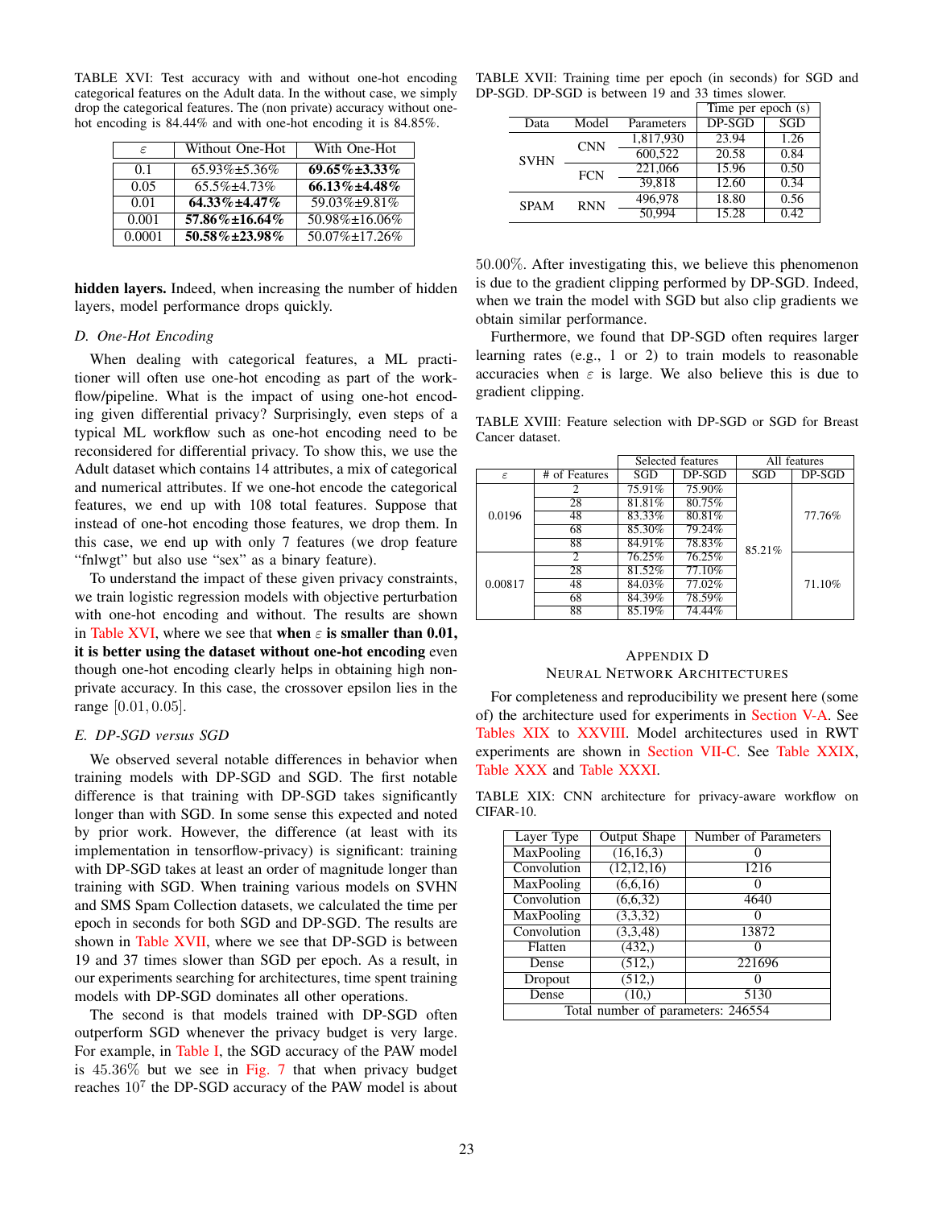TABLE XVI: Test accuracy with and without one-hot encoding categorical features on the Adult data. In the without case, we simply drop the categorical features. The (non private) accuracy without one-hot encoding is 84.44% and with one-hot encoding it is 84.85%.

| $\varepsilon$ | Without One-Hot | With One-Hot |
|---|---|---|
| 0.1 | 65.93%±5.36% | **69.65%±3.33%** |
| 0.05 | 65.5%±4.73% | **66.13%±4.48%** |
| 0.01 | **64.33%±4.47%** | 59.03%±9.81% |
| 0.001 | **57.86%±16.64%** | 50.98%±16.06% |
| 0.0001 | **50.58%±23.98%** | 50.07%±17.26% |

**hidden layers.** Indeed, when increasing the number of hidden layers, model performance drops quickly.

### D. One-Hot Encoding

When dealing with categorical features, a ML practitioner will often use one-hot encoding as part of the workflow/pipeline. What is the impact of using one-hot encoding given differential privacy? Surprisingly, even steps of a typical ML workflow such as one-hot encoding need to be reconsidered for differential privacy. To show this, we use the Adult dataset which contains 14 attributes, a mix of categorical and numerical attributes. If we one-hot encode the categorical features, we end up with 108 total features. Suppose that instead of one-hot encoding those features, we drop them. In this case, we end up with only 7 features (we drop feature "fnlwgt" but also use "sex" as a binary feature).

To understand the impact of these given privacy constraints, we train logistic regression models with objective perturbation with one-hot encoding and without. The results are shown in Table XVI, where we see that **when $\varepsilon$ is smaller than 0.01, it is better using the dataset without one-hot encoding** even though one-hot encoding clearly helps in obtaining high non-private accuracy. In this case, the crossover epsilon lies in the range $[0.01, 0.05]$.

### E. DP-SGD versus SGD

We observed several notable differences in behavior when training models with DP-SGD and SGD. The first notable difference is that training with DP-SGD takes significantly longer than with SGD. In some sense this expected and noted by prior work. However, the difference (at least with its implementation in tensorflow-privacy) is significant: training with DP-SGD takes at least an order of magnitude longer than training with SGD. When training various models on SVHN and SMS Spam Collection datasets, we calculated the time per epoch in seconds for both SGD and DP-SGD. The results are shown in Table XVII, where we see that DP-SGD is between 19 and 37 times slower than SGD per epoch. As a result, in our experiments searching for architectures, time spent training models with DP-SGD dominates all other operations.

The second is that models trained with DP-SGD often outperform SGD whenever the privacy budget is very large. For example, in Table I, the SGD accuracy of the PAW model is $45.36\%$ but we see in Fig. 7 that when privacy budget reaches $10^7$ the DP-SGD accuracy of the PAW model is about $50.00\%$. After investigating this, we believe this phenomenon is due to the gradient clipping performed by DP-SGD. Indeed, when we train the model with SGD but also clip gradients we obtain similar performance.

Furthermore, we found that DP-SGD often requires larger learning rates (e.g., 1 or 2) to train models to reasonable accuracies when $\varepsilon$ is large. We also believe this is due to gradient clipping.

TABLE XVII: Training time per epoch (in seconds) for SGD and DP-SGD. DP-SGD is between 19 and 33 times slower.

| | | | Time per epoch (s) | |
|---|---|---|---|---|
| Data | Model | Parameters | DP-SGD | SGD |
| SVHN | CNN | 1,817,930 | 23.94 | 1.26 |
| | | 600,522 | 20.58 | 0.84 |
| | FCN | 221,066 | 15.96 | 0.50 |
| | | 39,818 | 12.60 | 0.34 |
| SPAM | RNN | 496,978 | 18.80 | 0.56 |
| | | 50,994 | 15.28 | 0.42 |

TABLE XVIII: Feature selection with DP-SGD or SGD for Breast Cancer dataset.

| | | Selected features | | All features | |
|---|---|---|---|---|---|
| $\varepsilon$ | # of Features | SGD | DP-SGD | SGD | DP-SGD |
| 0.0196 | 2 | 75.91% | 75.90% | 85.21% | 77.76% |
| | 28 | 81.81% | 80.75% | | |
| | 48 | 83.33% | 80.81% | | |
| | 68 | 85.30% | 79.24% | | |
| | 88 | 84.91% | 78.83% | | |
| 0.00817 | 2 | 76.25% | 76.25% | | 71.10% |
| | 28 | 81.52% | 77.10% | | |
| | 48 | 84.03% | 77.02% | | |
| | 68 | 84.39% | 78.59% | | |
| | 88 | 85.19% | 74.44% | | |

## Appendix D
## Neural Network Architectures

For completeness and reproducibility we present here (some of) the architecture used for experiments in Section V-A. See Tables XIX to XXVIII. Model architectures used in RWT experiments are shown in Section VII-C. See Table XXIX, Table XXX and Table XXXI.

TABLE XIX: CNN architecture for privacy-aware workflow on CIFAR-10.

| Layer Type | Output Shape | Number of Parameters |
|---|---|---|
| MaxPooling | (16,16,3) | 0 |
| Convolution | (12,12,16) | 1216 |
| MaxPooling | (6,6,16) | 0 |
| Convolution | (6,6,32) | 4640 |
| MaxPooling | (3,3,32) | 0 |
| Convolution | (3,3,48) | 13872 |
| Flatten | (432,) | 0 |
| Dense | (512,) | 221696 |
| Dropout | (512,) | 0 |
| Dense | (10,) | 5130 |
| Total number of parameters: 246554 | | |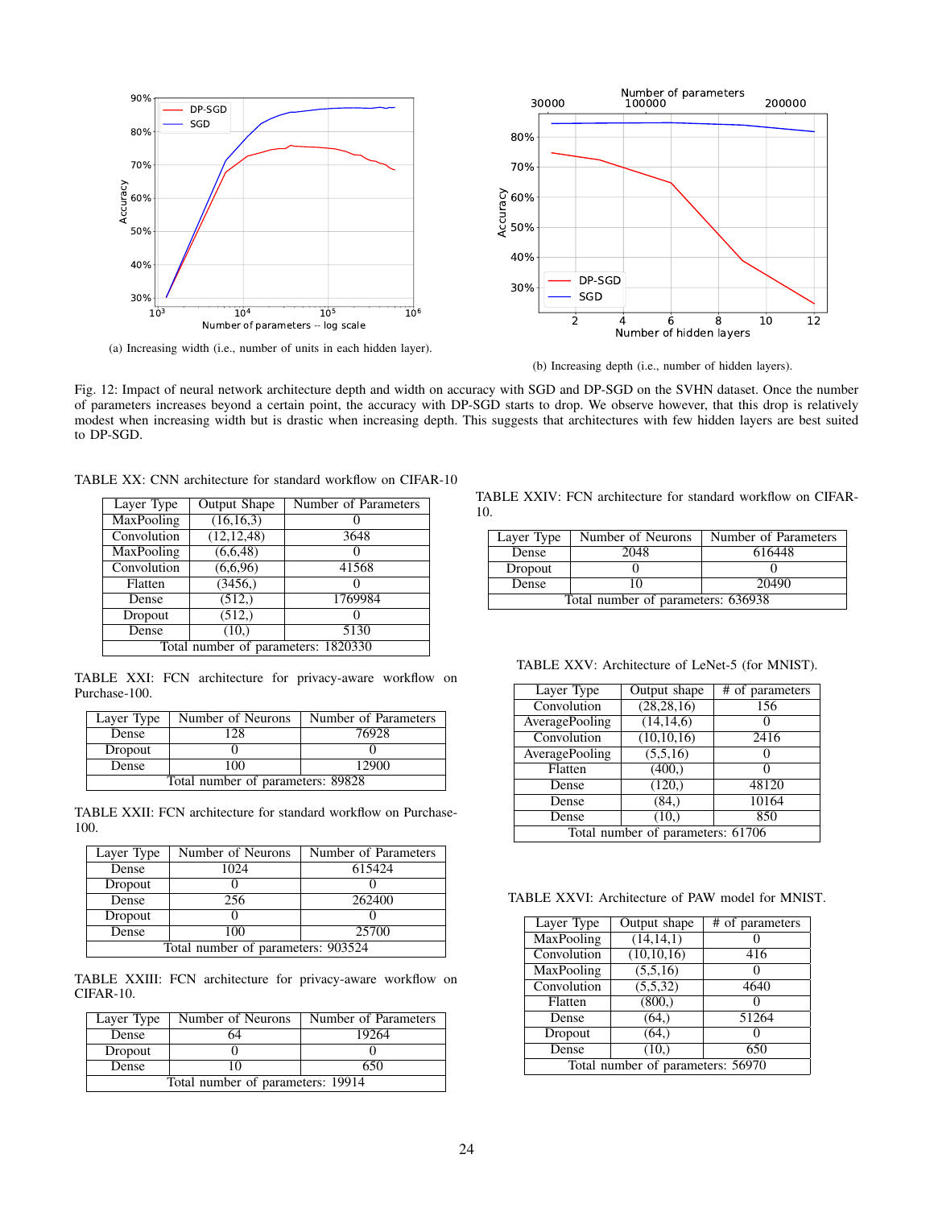90%
80%
70%
60%
50%
40%
30%
Accuracy
DP-SGD
SGD
$10^3$
$10^4$
$10^5$
$10^6$
Number of parameters -- log scale

(a) Increasing width (i.e., number of units in each hidden layer).

Number of parameters
30000
100000
200000
80%
70%
60%
50%
40%
30%
Accuracy
DP-SGD
SGD
2
4
6
8
10
12
Number of hidden layers

(b) Increasing depth (i.e., number of hidden layers).

Fig. 12: Impact of neural network architecture depth and width on accuracy with SGD and DP-SGD on the SVHN dataset. Once the number of parameters increases beyond a certain point, the accuracy with DP-SGD starts to drop. We observe however, that this drop is relatively modest when increasing width but is drastic when increasing depth. This suggests that architectures with few hidden layers are best suited to DP-SGD.

TABLE XX: CNN architecture for standard workflow on CIFAR-10

| Layer Type | Output Shape | Number of Parameters |
|---|---|---|
| MaxPooling | (16,16,3) | 0 |
| Convolution | (12,12,48) | 3648 |
| MaxPooling | (6,6,48) | 0 |
| Convolution | (6,6,96) | 41568 |
| Flatten | (3456,) | 0 |
| Dense | (512,) | 1769984 |
| Dropout | (512,) | 0 |
| Dense | (10,) | 5130 |
| Total number of parameters: 1820330 | | |

TABLE XXI: FCN architecture for privacy-aware workflow on Purchase-100.

| Layer Type | Number of Neurons | Number of Parameters |
|---|---|---|
| Dense | 128 | 76928 |
| Dropout | 0 | 0 |
| Dense | 100 | 12900 |
| Total number of parameters: 89828 | | |

TABLE XXII: FCN architecture for standard workflow on Purchase-100.

| Layer Type | Number of Neurons | Number of Parameters |
|---|---|---|
| Dense | 1024 | 615424 |
| Dropout | 0 | 0 |
| Dense | 256 | 262400 |
| Dropout | 0 | 0 |
| Dense | 100 | 25700 |
| Total number of parameters: 903524 | | |

TABLE XXIII: FCN architecture for privacy-aware workflow on CIFAR-10.

| Layer Type | Number of Neurons | Number of Parameters |
|---|---|---|
| Dense | 64 | 19264 |
| Dropout | 0 | 0 |
| Dense | 10 | 650 |
| Total number of parameters: 19914 | | |

TABLE XXIV: FCN architecture for standard workflow on CIFAR-10.

| Layer Type | Number of Neurons | Number of Parameters |
|---|---|---|
| Dense | 2048 | 616448 |
| Dropout | 0 | 0 |
| Dense | 10 | 20490 |
| Total number of parameters: 636938 | | |

TABLE XXV: Architecture of LeNet-5 (for MNIST).

| Layer Type | Output shape | # of parameters |
|---|---|---|
| Convolution | (28,28,16) | 156 |
| AveragePooling | (14,14,6) | 0 |
| Convolution | (10,10,16) | 2416 |
| AveragePooling | (5,5,16) | 0 |
| Flatten | (400,) | 0 |
| Dense | (120,) | 48120 |
| Dense | (84,) | 10164 |
| Dense | (10,) | 850 |
| Total number of parameters: 61706 | | |

TABLE XXVI: Architecture of PAW model for MNIST.

| Layer Type | Output shape | # of parameters |
|---|---|---|
| MaxPooling | (14,14,1) | 0 |
| Convolution | (10,10,16) | 416 |
| MaxPooling | (5,5,16) | 0 |
| Convolution | (5,5,32) | 4640 |
| Flatten | (800,) | 0 |
| Dense | (64,) | 51264 |
| Dropout | (64,) | 0 |
| Dense | (10,) | 650 |
| Total number of parameters: 56970 | | |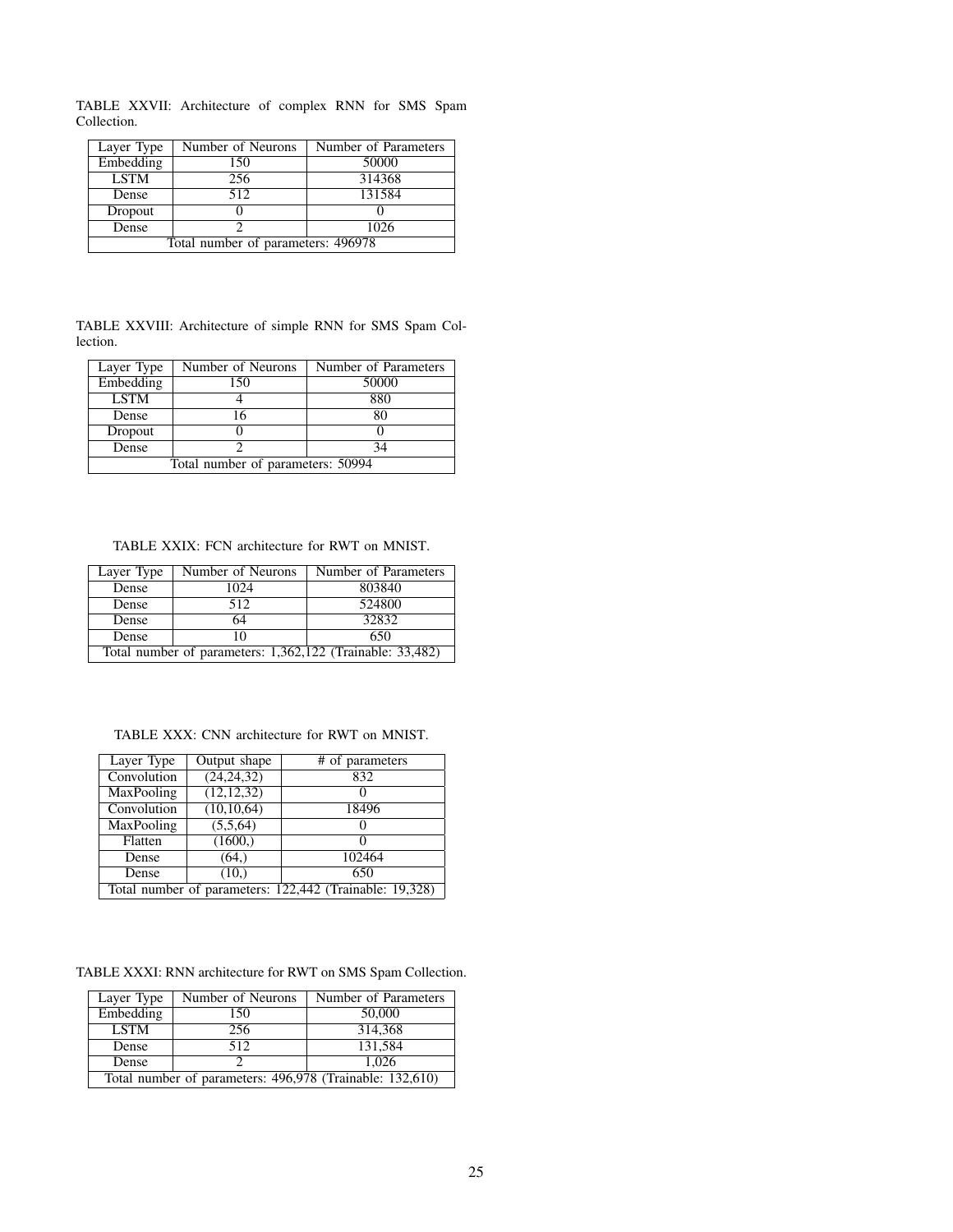TABLE XXVII: Architecture of complex RNN for SMS Spam Collection.

| Layer Type | Number of Neurons | Number of Parameters |
|---|---|---|
| Embedding | 150 | 50000 |
| LSTM | 256 | 314368 |
| Dense | 512 | 131584 |
| Dropout | 0 | 0 |
| Dense | 2 | 1026 |
| Total number of parameters: 496978 | | |

TABLE XXVIII: Architecture of simple RNN for SMS Spam Collection.

| Layer Type | Number of Neurons | Number of Parameters |
|---|---|---|
| Embedding | 150 | 50000 |
| LSTM | 4 | 880 |
| Dense | 16 | 80 |
| Dropout | 0 | 0 |
| Dense | 2 | 34 |
| Total number of parameters: 50994 | | |

TABLE XXIX: FCN architecture for RWT on MNIST.

| Layer Type | Number of Neurons | Number of Parameters |
|---|---|---|
| Dense | 1024 | 803840 |
| Dense | 512 | 524800 |
| Dense | 64 | 32832 |
| Dense | 10 | 650 |
| Total number of parameters: 1,362,122 (Trainable: 33,482) | | |

TABLE XXX: CNN architecture for RWT on MNIST.

| Layer Type | Output shape | # of parameters |
|---|---|---|
| Convolution | (24,24,32) | 832 |
| MaxPooling | (12,12,32) | 0 |
| Convolution | (10,10,64) | 18496 |
| MaxPooling | (5,5,64) | 0 |
| Flatten | (1600,) | 0 |
| Dense | (64,) | 102464 |
| Dense | (10,) | 650 |
| Total number of parameters: 122,442 (Trainable: 19,328) | | |

TABLE XXXI: RNN architecture for RWT on SMS Spam Collection.

| Layer Type | Number of Neurons | Number of Parameters |
|---|---|---|
| Embedding | 150 | 50,000 |
| LSTM | 256 | 314,368 |
| Dense | 512 | 131,584 |
| Dense | 2 | 1,026 |
| Total number of parameters: 496,978 (Trainable: 132,610) | | |